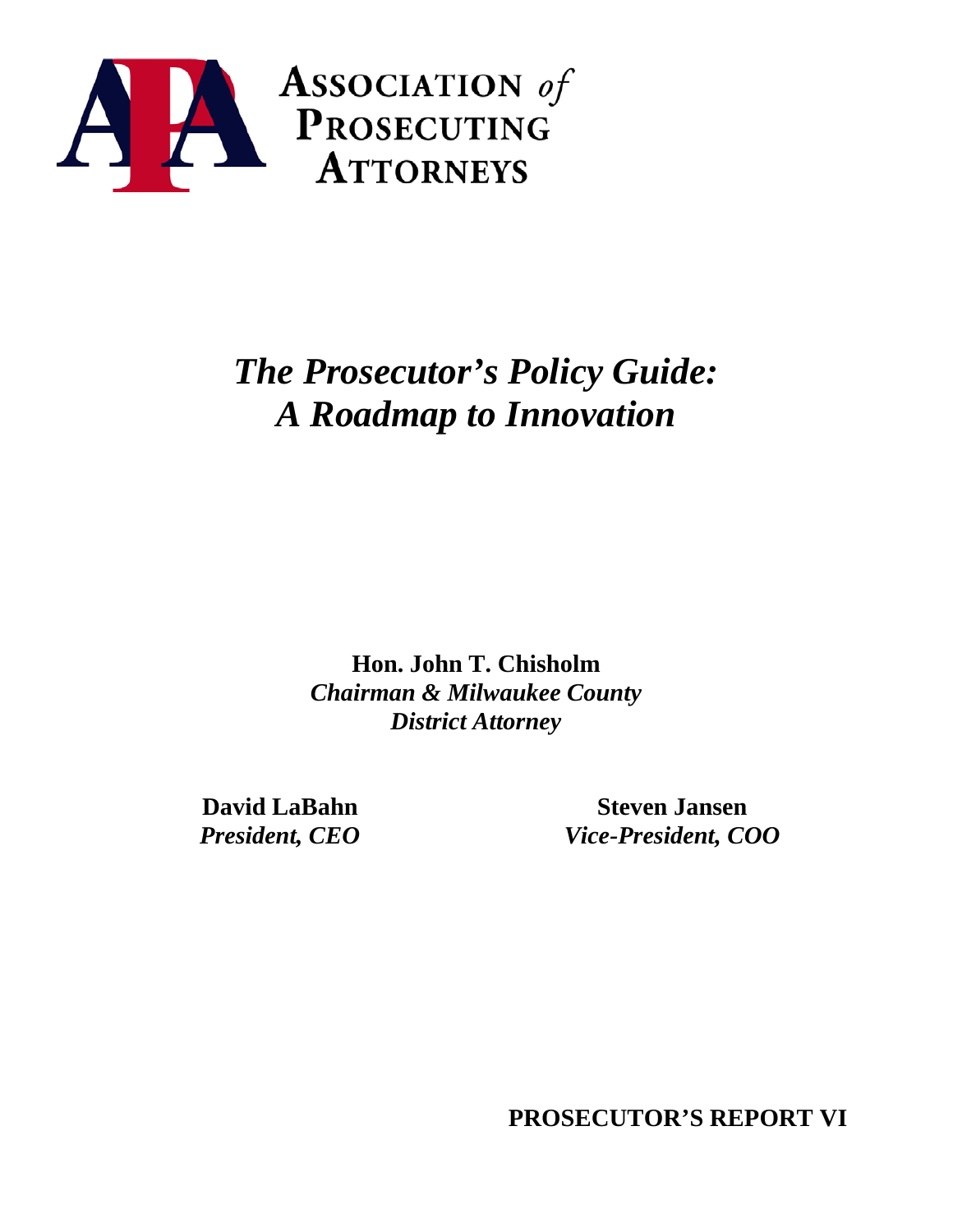ASSOCIATION *of* PROSECUTING ATTORNEYS

# *The Prosecutor's Policy Guide: A Roadmap to Innovation*

**Hon. John T. Chisholm**
***Chairman & Milwaukee County District Attorney***

**David LaBahn**
***President, CEO***

**Steven Jansen**
***Vice-President, COO***

**PROSECUTOR'S REPORT VI**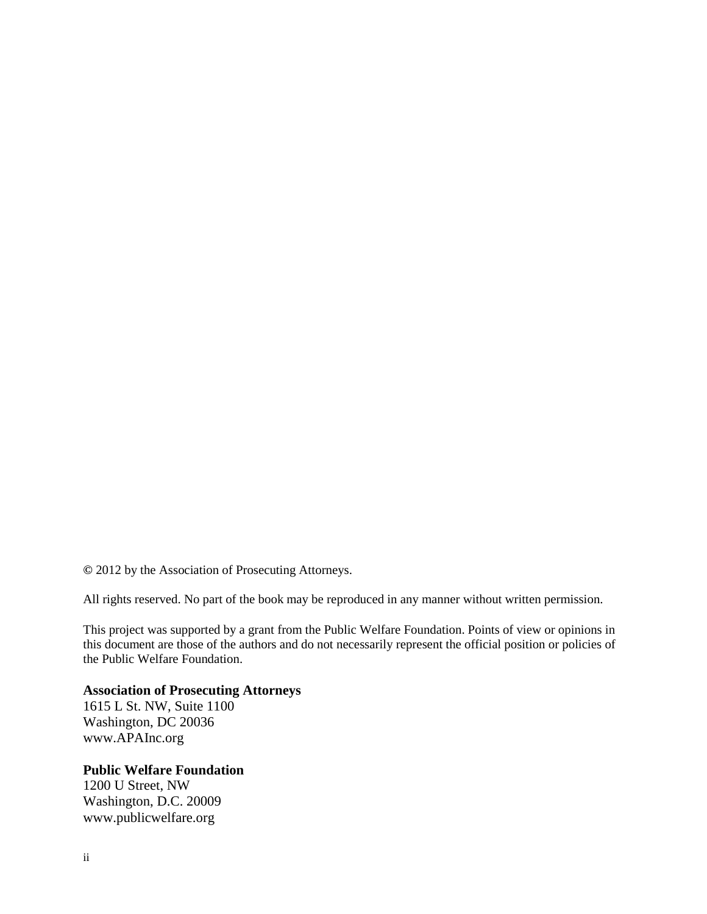© 2012 by the Association of Prosecuting Attorneys.

All rights reserved. No part of the book may be reproduced in any manner without written permission.

This project was supported by a grant from the Public Welfare Foundation. Points of view or opinions in this document are those of the authors and do not necessarily represent the official position or policies of the Public Welfare Foundation.

**Association of Prosecuting Attorneys**
1615 L St. NW, Suite 1100
Washington, DC 20036
www.APAInc.org

**Public Welfare Foundation**
1200 U Street, NW
Washington, D.C. 20009
www.publicwelfare.org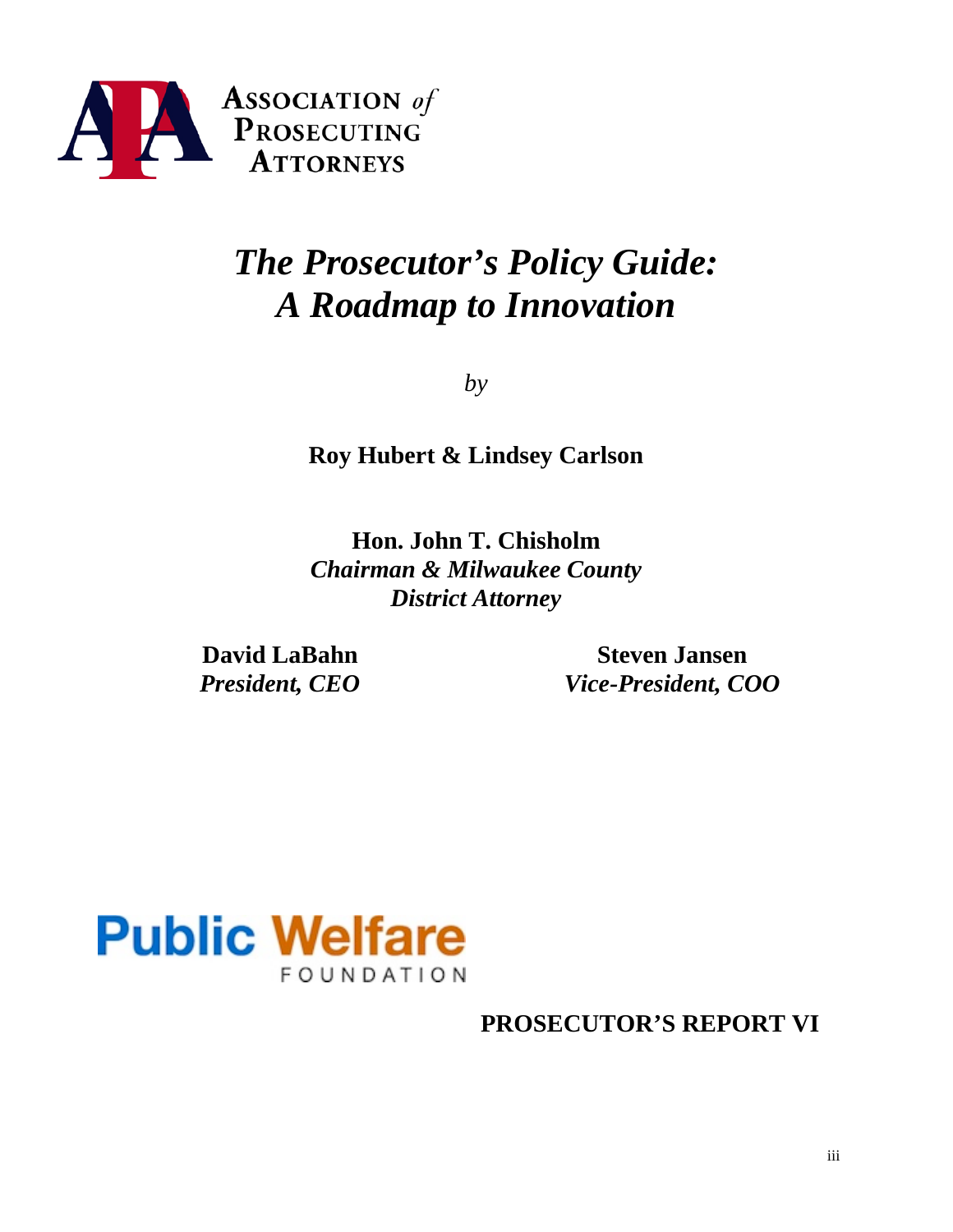ASSOCIATION *of* PROSECUTING ATTORNEYS

# *The Prosecutor's Policy Guide: A Roadmap to Innovation*

*by*

**Roy Hubert & Lindsey Carlson**

**Hon. John T. Chisholm**
***Chairman & Milwaukee County District Attorney***

**David LaBahn**
***President, CEO***

**Steven Jansen**
***Vice-President, COO***

Public Welfare FOUNDATION

**PROSECUTOR'S REPORT VI**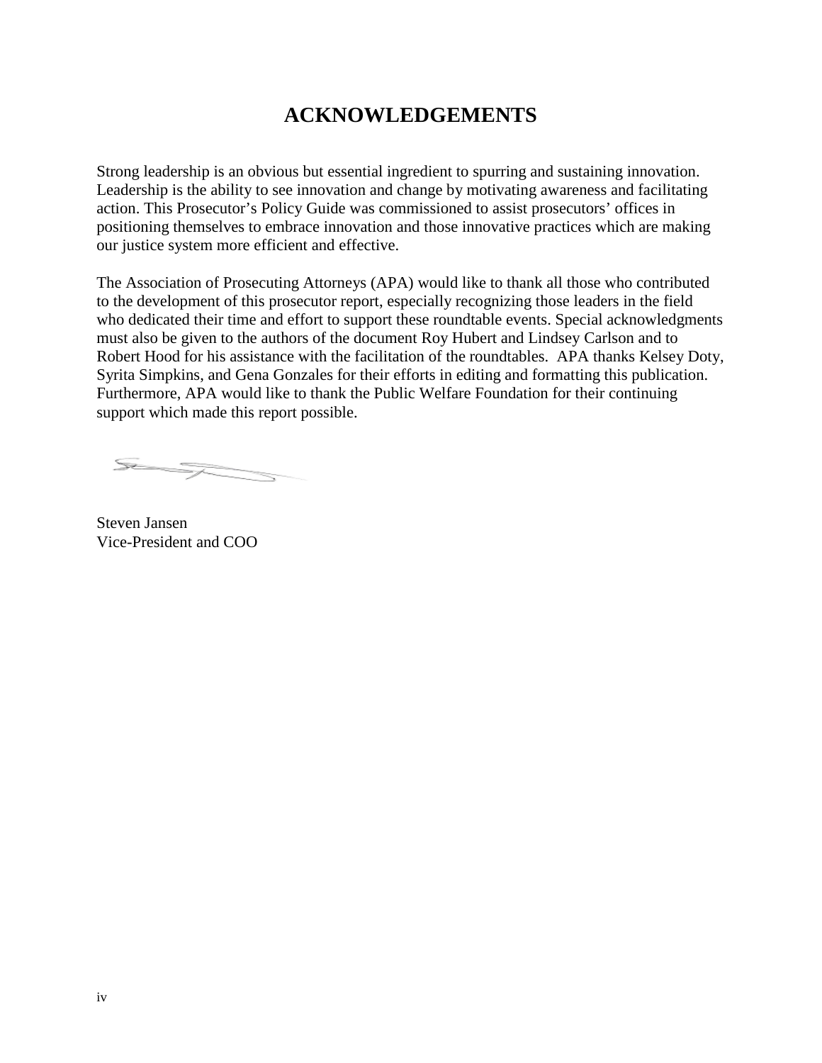# ACKNOWLEDGEMENTS

Strong leadership is an obvious but essential ingredient to spurring and sustaining innovation. Leadership is the ability to see innovation and change by motivating awareness and facilitating action. This Prosecutor's Policy Guide was commissioned to assist prosecutors' offices in positioning themselves to embrace innovation and those innovative practices which are making our justice system more efficient and effective.

The Association of Prosecuting Attorneys (APA) would like to thank all those who contributed to the development of this prosecutor report, especially recognizing those leaders in the field who dedicated their time and effort to support these roundtable events. Special acknowledgments must also be given to the authors of the document Roy Hubert and Lindsey Carlson and to Robert Hood for his assistance with the facilitation of the roundtables. APA thanks Kelsey Doty, Syrita Simpkins, and Gena Gonzales for their efforts in editing and formatting this publication. Furthermore, APA would like to thank the Public Welfare Foundation for their continuing support which made this report possible.

Steven Jansen
Vice-President and COO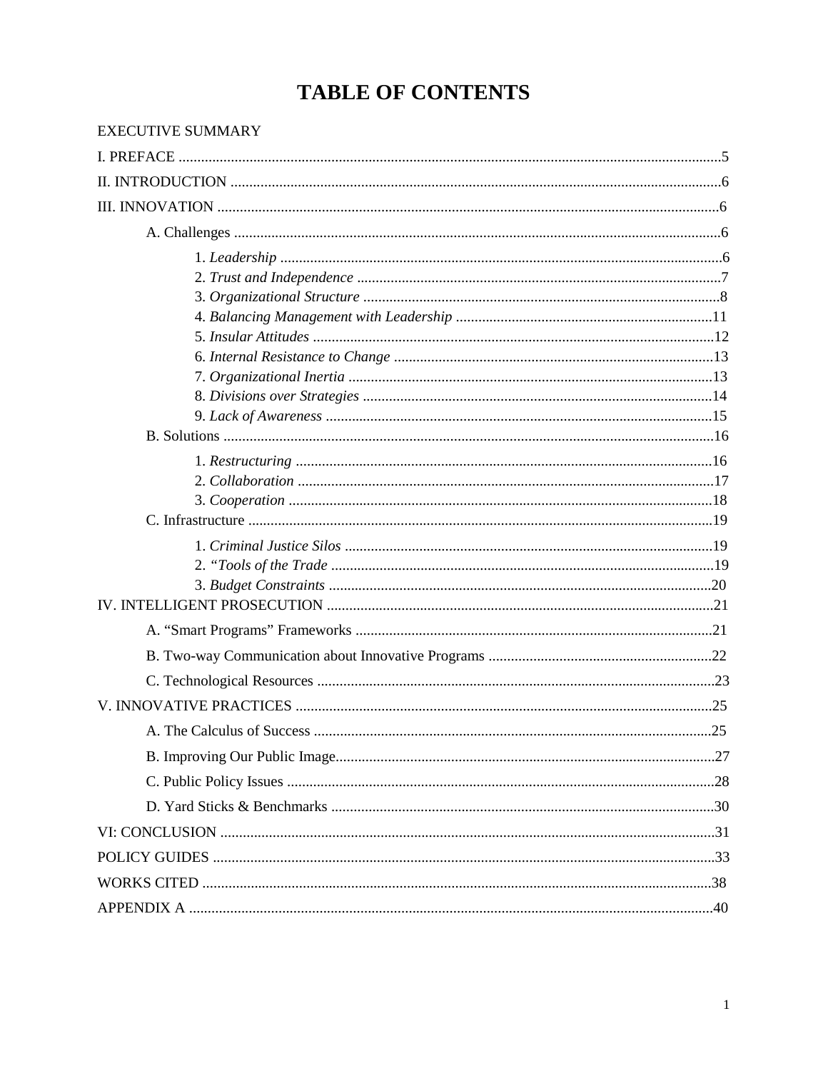# TABLE OF CONTENTS

EXECUTIVE SUMMARY

I. PREFACE ....................................................................................................5

II. INTRODUCTION ........................................................................................6

III. INNOVATION .............................................................................................6

- A. Challenges ...............................................................................................6
    - 1. *Leadership* ........................................................................................6
    - 2. *Trust and Independence* .....................................................................7
    - 3. *Organizational Structure* ....................................................................8
    - 4. *Balancing Management with Leadership* ...............................................11
    - 5. *Insular Attitudes* ...............................................................................12
    - 6. *Internal Resistance to Change* ............................................................13
    - 7. *Organizational Inertia* ........................................................................13
    - 8. *Divisions over Strategies* ....................................................................14
    - 9. *Lack of Awareness* ............................................................................15
- B. Solutions .................................................................................................16
    - 1. *Restructuring* ....................................................................................16
    - 2. *Collaboration* ...................................................................................17
    - 3. *Cooperation* .....................................................................................18
- C. Infrastructure ...........................................................................................19
    - 1. *Criminal Justice Silos* ........................................................................19
    - 2. *"Tools of the Trade* ...........................................................................19
    - 3. *Budget Constraints* ...........................................................................20

IV. INTELLIGENT PROSECUTION ...................................................................21

- A. "Smart Programs" Frameworks .................................................................21
- B. Two-way Communication about Innovative Programs ...................................22
- C. Technological Resources ..........................................................................23

V. INNOVATIVE PRACTICES ...........................................................................25

- A. The Calculus of Success ..........................................................................25
- B. Improving Our Public Image......................................................................27
- C. Public Policy Issues .................................................................................28
- D. Yard Sticks & Benchmarks .......................................................................30

VI: CONCLUSION .............................................................................................31

POLICY GUIDES ..............................................................................................33

WORKS CITED .................................................................................................38

APPENDIX A ....................................................................................................40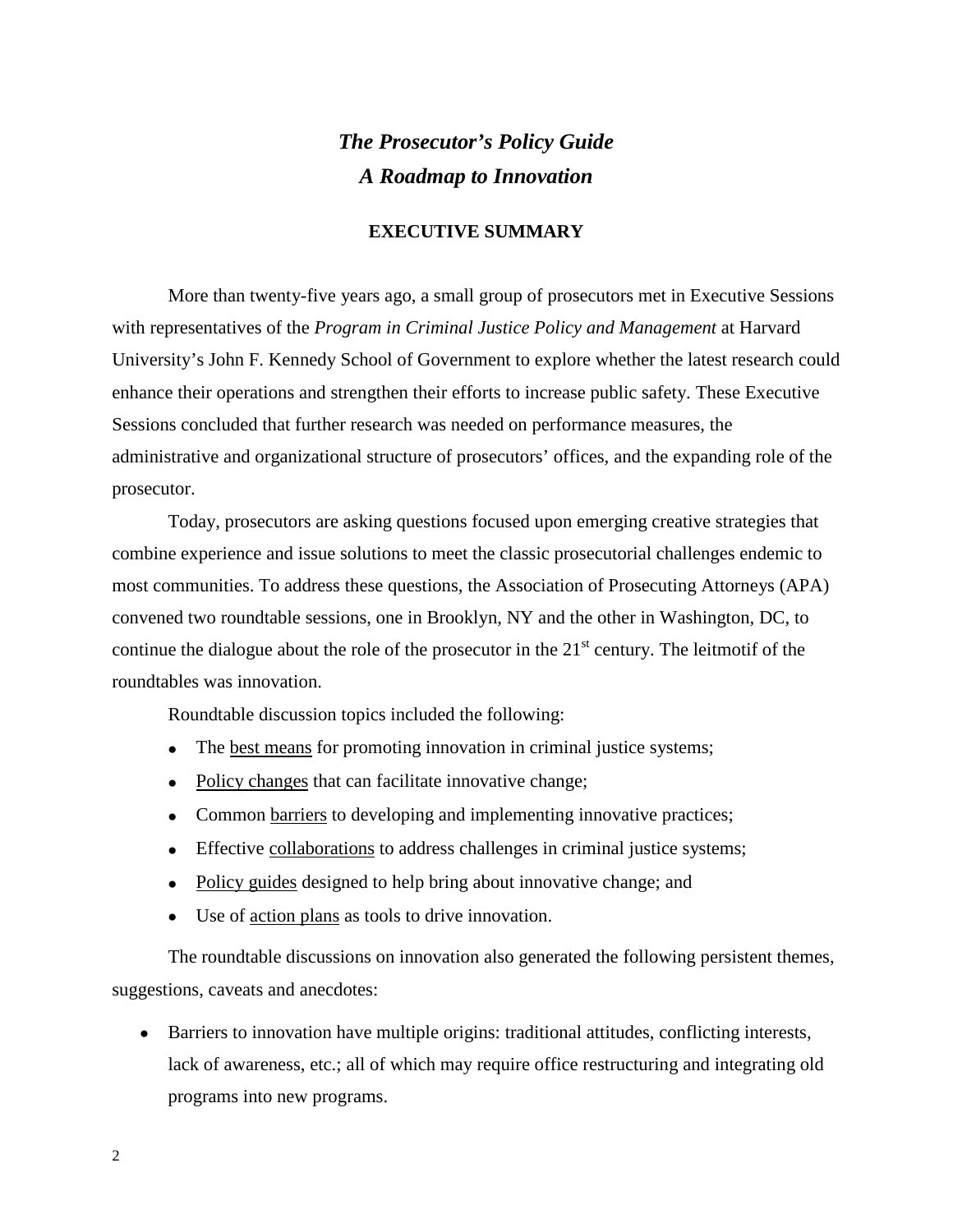# *The Prosecutor's Policy Guide*
# *A Roadmap to Innovation*

## EXECUTIVE SUMMARY

More than twenty-five years ago, a small group of prosecutors met in Executive Sessions with representatives of the *Program in Criminal Justice Policy and Management* at Harvard University's John F. Kennedy School of Government to explore whether the latest research could enhance their operations and strengthen their efforts to increase public safety. These Executive Sessions concluded that further research was needed on performance measures, the administrative and organizational structure of prosecutors' offices, and the expanding role of the prosecutor.

Today, prosecutors are asking questions focused upon emerging creative strategies that combine experience and issue solutions to meet the classic prosecutorial challenges endemic to most communities. To address these questions, the Association of Prosecuting Attorneys (APA) convened two roundtable sessions, one in Brooklyn, NY and the other in Washington, DC, to continue the dialogue about the role of the prosecutor in the 21st century. The leitmotif of the roundtables was innovation.

Roundtable discussion topics included the following:

- The best means for promoting innovation in criminal justice systems;
- Policy changes that can facilitate innovative change;
- Common barriers to developing and implementing innovative practices;
- Effective collaborations to address challenges in criminal justice systems;
- Policy guides designed to help bring about innovative change; and
- Use of action plans as tools to drive innovation.

The roundtable discussions on innovation also generated the following persistent themes, suggestions, caveats and anecdotes:

- Barriers to innovation have multiple origins: traditional attitudes, conflicting interests, lack of awareness, etc.; all of which may require office restructuring and integrating old programs into new programs.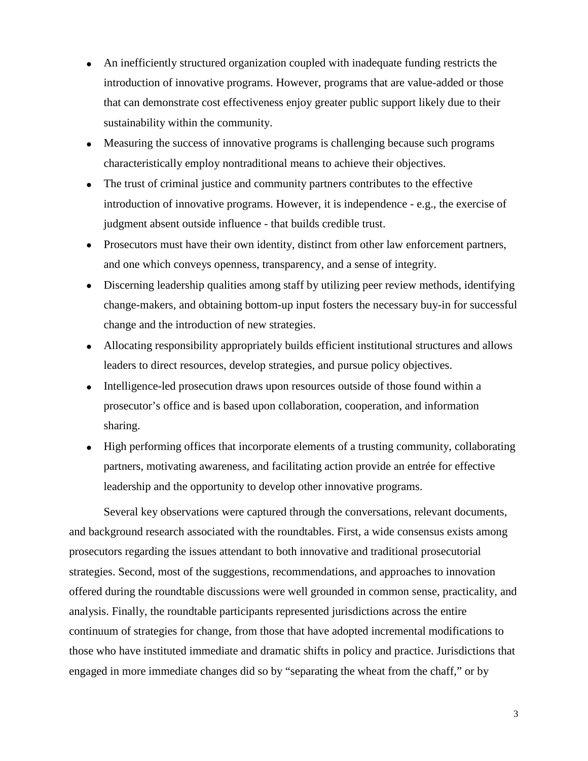- An inefficiently structured organization coupled with inadequate funding restricts the introduction of innovative programs. However, programs that are value-added or those that can demonstrate cost effectiveness enjoy greater public support likely due to their sustainability within the community.
- Measuring the success of innovative programs is challenging because such programs characteristically employ nontraditional means to achieve their objectives.
- The trust of criminal justice and community partners contributes to the effective introduction of innovative programs. However, it is independence - e.g., the exercise of judgment absent outside influence - that builds credible trust.
- Prosecutors must have their own identity, distinct from other law enforcement partners, and one which conveys openness, transparency, and a sense of integrity.
- Discerning leadership qualities among staff by utilizing peer review methods, identifying change-makers, and obtaining bottom-up input fosters the necessary buy-in for successful change and the introduction of new strategies.
- Allocating responsibility appropriately builds efficient institutional structures and allows leaders to direct resources, develop strategies, and pursue policy objectives.
- Intelligence-led prosecution draws upon resources outside of those found within a prosecutor's office and is based upon collaboration, cooperation, and information sharing.
- High performing offices that incorporate elements of a trusting community, collaborating partners, motivating awareness, and facilitating action provide an entrée for effective leadership and the opportunity to develop other innovative programs.

Several key observations were captured through the conversations, relevant documents, and background research associated with the roundtables. First, a wide consensus exists among prosecutors regarding the issues attendant to both innovative and traditional prosecutorial strategies. Second, most of the suggestions, recommendations, and approaches to innovation offered during the roundtable discussions were well grounded in common sense, practicality, and analysis. Finally, the roundtable participants represented jurisdictions across the entire continuum of strategies for change, from those that have adopted incremental modifications to those who have instituted immediate and dramatic shifts in policy and practice. Jurisdictions that engaged in more immediate changes did so by "separating the wheat from the chaff," or by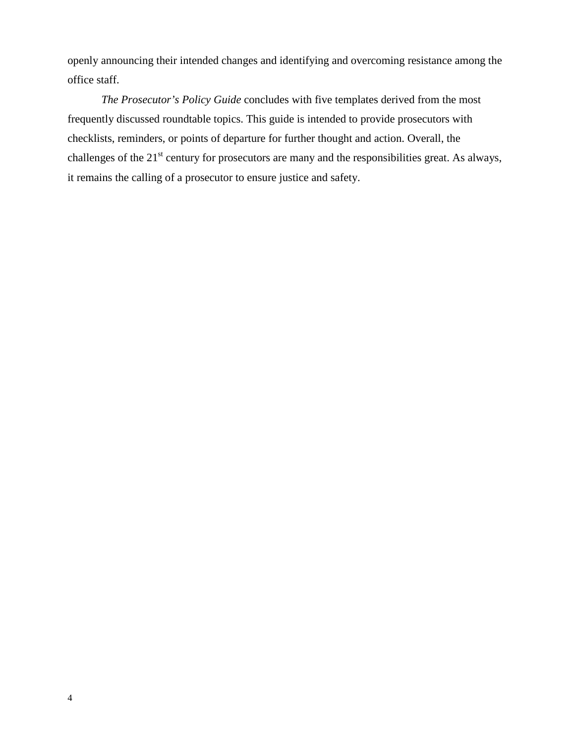openly announcing their intended changes and identifying and overcoming resistance among the office staff.

*The Prosecutor's Policy Guide* concludes with five templates derived from the most frequently discussed roundtable topics. This guide is intended to provide prosecutors with checklists, reminders, or points of departure for further thought and action. Overall, the challenges of the 21st century for prosecutors are many and the responsibilities great. As always, it remains the calling of a prosecutor to ensure justice and safety.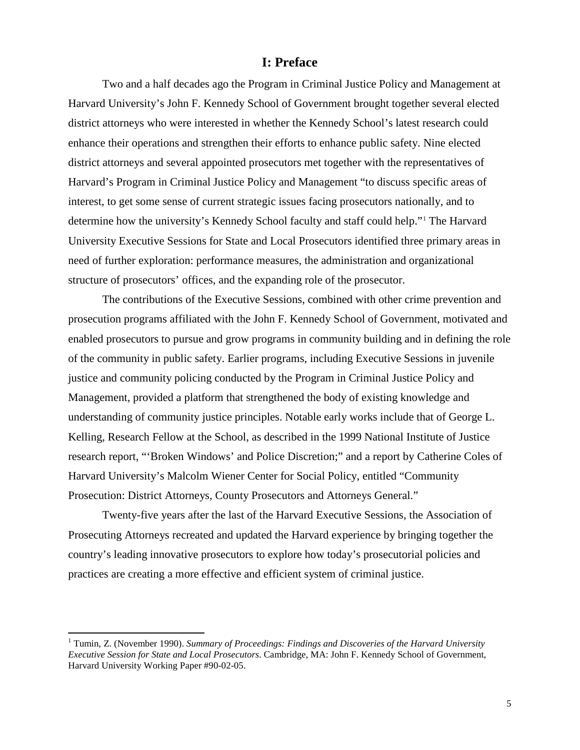# I: Preface

Two and a half decades ago the Program in Criminal Justice Policy and Management at Harvard University's John F. Kennedy School of Government brought together several elected district attorneys who were interested in whether the Kennedy School's latest research could enhance their operations and strengthen their efforts to enhance public safety. Nine elected district attorneys and several appointed prosecutors met together with the representatives of Harvard's Program in Criminal Justice Policy and Management "to discuss specific areas of interest, to get some sense of current strategic issues facing prosecutors nationally, and to determine how the university's Kennedy School faculty and staff could help."[1] The Harvard University Executive Sessions for State and Local Prosecutors identified three primary areas in need of further exploration: performance measures, the administration and organizational structure of prosecutors' offices, and the expanding role of the prosecutor.

The contributions of the Executive Sessions, combined with other crime prevention and prosecution programs affiliated with the John F. Kennedy School of Government, motivated and enabled prosecutors to pursue and grow programs in community building and in defining the role of the community in public safety. Earlier programs, including Executive Sessions in juvenile justice and community policing conducted by the Program in Criminal Justice Policy and Management, provided a platform that strengthened the body of existing knowledge and understanding of community justice principles. Notable early works include that of George L. Kelling, Research Fellow at the School, as described in the 1999 National Institute of Justice research report, "'Broken Windows' and Police Discretion;" and a report by Catherine Coles of Harvard University's Malcolm Wiener Center for Social Policy, entitled "Community Prosecution: District Attorneys, County Prosecutors and Attorneys General."

Twenty-five years after the last of the Harvard Executive Sessions, the Association of Prosecuting Attorneys recreated and updated the Harvard experience by bringing together the country's leading innovative prosecutors to explore how today's prosecutorial policies and practices are creating a more effective and efficient system of criminal justice.

---

[1] Tumin, Z. (November 1990). *Summary of Proceedings: Findings and Discoveries of the Harvard University Executive Session for State and Local Prosecutors*. Cambridge, MA: John F. Kennedy School of Government, Harvard University Working Paper #90-02-05.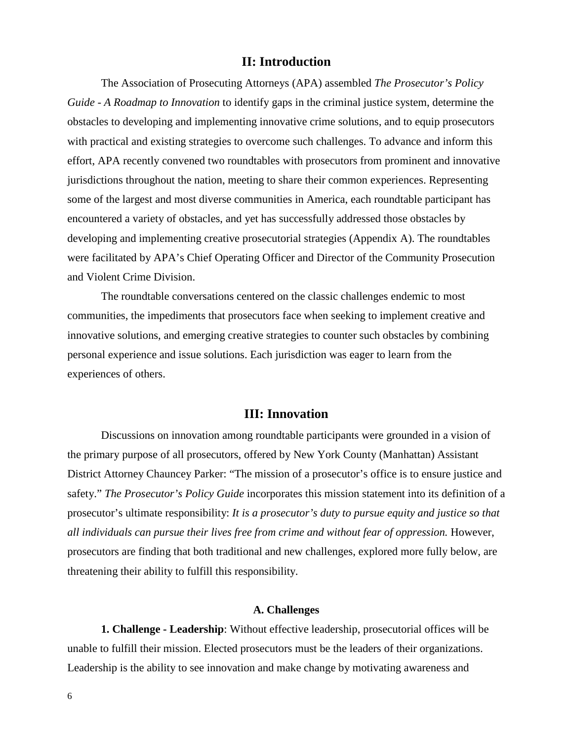## II: Introduction

The Association of Prosecuting Attorneys (APA) assembled *The Prosecutor's Policy Guide - A Roadmap to Innovation* to identify gaps in the criminal justice system, determine the obstacles to developing and implementing innovative crime solutions, and to equip prosecutors with practical and existing strategies to overcome such challenges. To advance and inform this effort, APA recently convened two roundtables with prosecutors from prominent and innovative jurisdictions throughout the nation, meeting to share their common experiences. Representing some of the largest and most diverse communities in America, each roundtable participant has encountered a variety of obstacles, and yet has successfully addressed those obstacles by developing and implementing creative prosecutorial strategies (Appendix A). The roundtables were facilitated by APA's Chief Operating Officer and Director of the Community Prosecution and Violent Crime Division.

The roundtable conversations centered on the classic challenges endemic to most communities, the impediments that prosecutors face when seeking to implement creative and innovative solutions, and emerging creative strategies to counter such obstacles by combining personal experience and issue solutions. Each jurisdiction was eager to learn from the experiences of others.

## III: Innovation

Discussions on innovation among roundtable participants were grounded in a vision of the primary purpose of all prosecutors, offered by New York County (Manhattan) Assistant District Attorney Chauncey Parker: "The mission of a prosecutor's office is to ensure justice and safety." *The Prosecutor's Policy Guide* incorporates this mission statement into its definition of a prosecutor's ultimate responsibility: *It is a prosecutor's duty to pursue equity and justice so that all individuals can pursue their lives free from crime and without fear of oppression.* However, prosecutors are finding that both traditional and new challenges, explored more fully below, are threatening their ability to fulfill this responsibility.

### A. Challenges

**1. Challenge - Leadership**: Without effective leadership, prosecutorial offices will be unable to fulfill their mission. Elected prosecutors must be the leaders of their organizations. Leadership is the ability to see innovation and make change by motivating awareness and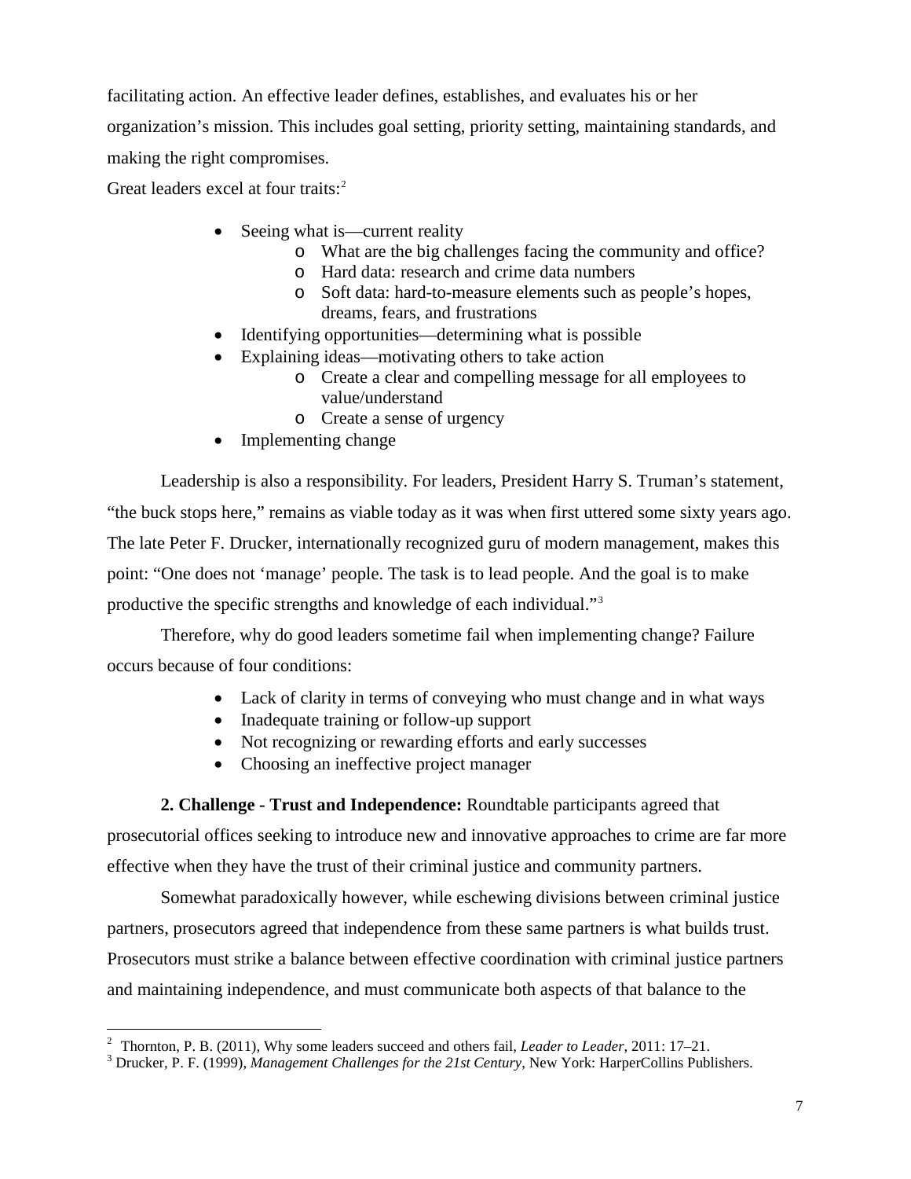facilitating action. An effective leader defines, establishes, and evaluates his or her organization's mission. This includes goal setting, priority setting, maintaining standards, and making the right compromises.

Great leaders excel at four traits:[2]

- Seeing what is—current reality
  - What are the big challenges facing the community and office?
  - Hard data: research and crime data numbers
  - Soft data: hard-to-measure elements such as people's hopes, dreams, fears, and frustrations
- Identifying opportunities—determining what is possible
- Explaining ideas—motivating others to take action
  - Create a clear and compelling message for all employees to value/understand
  - Create a sense of urgency
- Implementing change

Leadership is also a responsibility. For leaders, President Harry S. Truman's statement, "the buck stops here," remains as viable today as it was when first uttered some sixty years ago. The late Peter F. Drucker, internationally recognized guru of modern management, makes this point: "One does not 'manage' people. The task is to lead people. And the goal is to make productive the specific strengths and knowledge of each individual."[3]

Therefore, why do good leaders sometime fail when implementing change? Failure occurs because of four conditions:

- Lack of clarity in terms of conveying who must change and in what ways
- Inadequate training or follow-up support
- Not recognizing or rewarding efforts and early successes
- Choosing an ineffective project manager

**2. Challenge - Trust and Independence:** Roundtable participants agreed that prosecutorial offices seeking to introduce new and innovative approaches to crime are far more effective when they have the trust of their criminal justice and community partners.

Somewhat paradoxically however, while eschewing divisions between criminal justice partners, prosecutors agreed that independence from these same partners is what builds trust. Prosecutors must strike a balance between effective coordination with criminal justice partners and maintaining independence, and must communicate both aspects of that balance to the

---

[2] Thornton, P. B. (2011), Why some leaders succeed and others fail, *Leader to Leader*, 2011: 17–21.

[3] Drucker, P. F. (1999), *Management Challenges for the 21st Century*, New York: HarperCollins Publishers.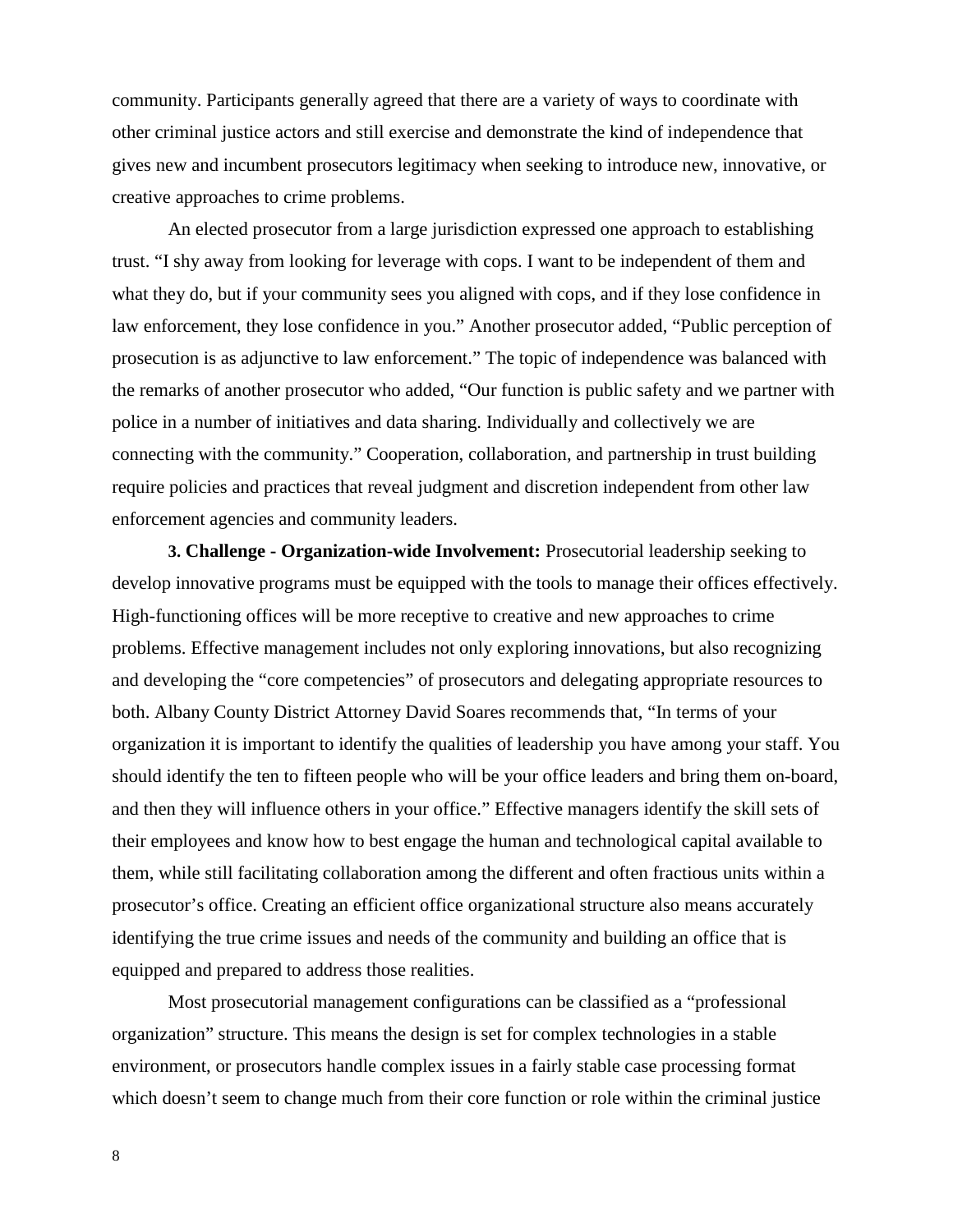community. Participants generally agreed that there are a variety of ways to coordinate with other criminal justice actors and still exercise and demonstrate the kind of independence that gives new and incumbent prosecutors legitimacy when seeking to introduce new, innovative, or creative approaches to crime problems.

An elected prosecutor from a large jurisdiction expressed one approach to establishing trust. "I shy away from looking for leverage with cops. I want to be independent of them and what they do, but if your community sees you aligned with cops, and if they lose confidence in law enforcement, they lose confidence in you." Another prosecutor added, "Public perception of prosecution is as adjunctive to law enforcement." The topic of independence was balanced with the remarks of another prosecutor who added, "Our function is public safety and we partner with police in a number of initiatives and data sharing. Individually and collectively we are connecting with the community." Cooperation, collaboration, and partnership in trust building require policies and practices that reveal judgment and discretion independent from other law enforcement agencies and community leaders.

**3. Challenge - Organization-wide Involvement:** Prosecutorial leadership seeking to develop innovative programs must be equipped with the tools to manage their offices effectively. High-functioning offices will be more receptive to creative and new approaches to crime problems. Effective management includes not only exploring innovations, but also recognizing and developing the "core competencies" of prosecutors and delegating appropriate resources to both. Albany County District Attorney David Soares recommends that, "In terms of your organization it is important to identify the qualities of leadership you have among your staff. You should identify the ten to fifteen people who will be your office leaders and bring them on-board, and then they will influence others in your office." Effective managers identify the skill sets of their employees and know how to best engage the human and technological capital available to them, while still facilitating collaboration among the different and often fractious units within a prosecutor's office. Creating an efficient office organizational structure also means accurately identifying the true crime issues and needs of the community and building an office that is equipped and prepared to address those realities.

Most prosecutorial management configurations can be classified as a "professional organization" structure. This means the design is set for complex technologies in a stable environment, or prosecutors handle complex issues in a fairly stable case processing format which doesn't seem to change much from their core function or role within the criminal justice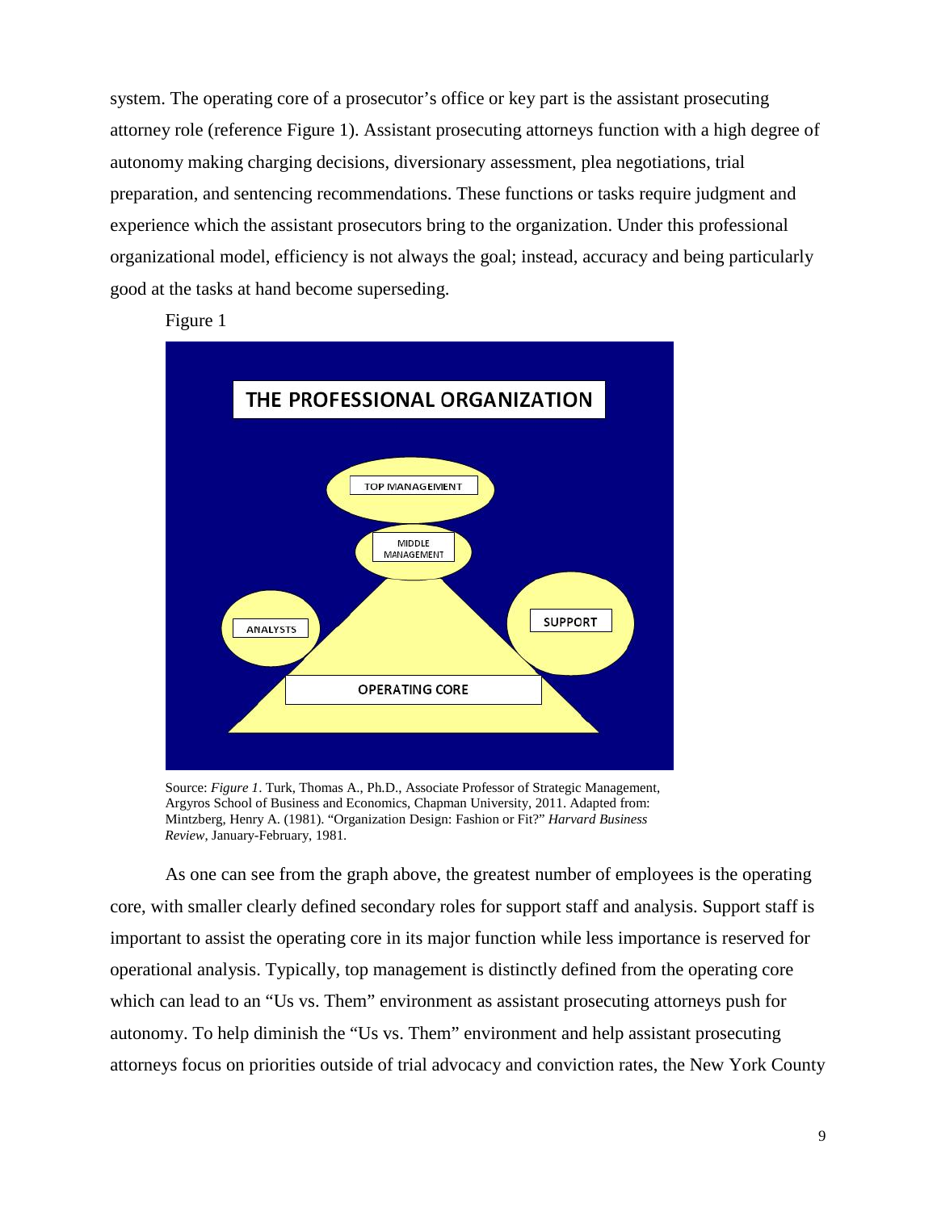system. The operating core of a prosecutor's office or key part is the assistant prosecuting attorney role (reference Figure 1). Assistant prosecuting attorneys function with a high degree of autonomy making charging decisions, diversionary assessment, plea negotiations, trial preparation, and sentencing recommendations. These functions or tasks require judgment and experience which the assistant prosecutors bring to the organization. Under this professional organizational model, efficiency is not always the goal; instead, accuracy and being particularly good at the tasks at hand become superseding.

Figure 1

THE PROFESSIONAL ORGANIZATION

TOP MANAGEMENT

MIDDLE MANAGEMENT

ANALYSTS

SUPPORT

OPERATING CORE

Source: *Figure 1*. Turk, Thomas A., Ph.D., Associate Professor of Strategic Management, Argyros School of Business and Economics, Chapman University, 2011. Adapted from: Mintzberg, Henry A. (1981). "Organization Design: Fashion or Fit?" *Harvard Business Review*, January-February, 1981.

As one can see from the graph above, the greatest number of employees is the operating core, with smaller clearly defined secondary roles for support staff and analysis. Support staff is important to assist the operating core in its major function while less importance is reserved for operational analysis. Typically, top management is distinctly defined from the operating core which can lead to an "Us vs. Them" environment as assistant prosecuting attorneys push for autonomy. To help diminish the "Us vs. Them" environment and help assistant prosecuting attorneys focus on priorities outside of trial advocacy and conviction rates, the New York County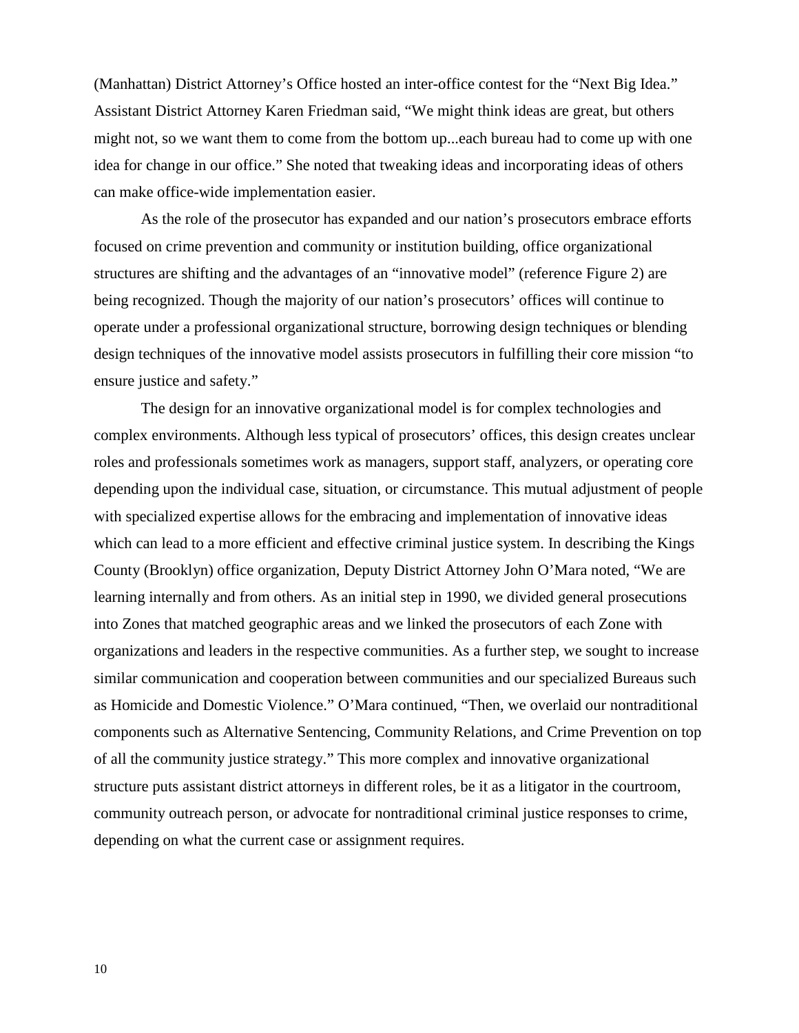(Manhattan) District Attorney's Office hosted an inter-office contest for the "Next Big Idea." Assistant District Attorney Karen Friedman said, "We might think ideas are great, but others might not, so we want them to come from the bottom up...each bureau had to come up with one idea for change in our office." She noted that tweaking ideas and incorporating ideas of others can make office-wide implementation easier.

As the role of the prosecutor has expanded and our nation's prosecutors embrace efforts focused on crime prevention and community or institution building, office organizational structures are shifting and the advantages of an "innovative model" (reference Figure 2) are being recognized. Though the majority of our nation's prosecutors' offices will continue to operate under a professional organizational structure, borrowing design techniques or blending design techniques of the innovative model assists prosecutors in fulfilling their core mission "to ensure justice and safety."

The design for an innovative organizational model is for complex technologies and complex environments. Although less typical of prosecutors' offices, this design creates unclear roles and professionals sometimes work as managers, support staff, analyzers, or operating core depending upon the individual case, situation, or circumstance. This mutual adjustment of people with specialized expertise allows for the embracing and implementation of innovative ideas which can lead to a more efficient and effective criminal justice system. In describing the Kings County (Brooklyn) office organization, Deputy District Attorney John O'Mara noted, "We are learning internally and from others. As an initial step in 1990, we divided general prosecutions into Zones that matched geographic areas and we linked the prosecutors of each Zone with organizations and leaders in the respective communities. As a further step, we sought to increase similar communication and cooperation between communities and our specialized Bureaus such as Homicide and Domestic Violence." O'Mara continued, "Then, we overlaid our nontraditional components such as Alternative Sentencing, Community Relations, and Crime Prevention on top of all the community justice strategy." This more complex and innovative organizational structure puts assistant district attorneys in different roles, be it as a litigator in the courtroom, community outreach person, or advocate for nontraditional criminal justice responses to crime, depending on what the current case or assignment requires.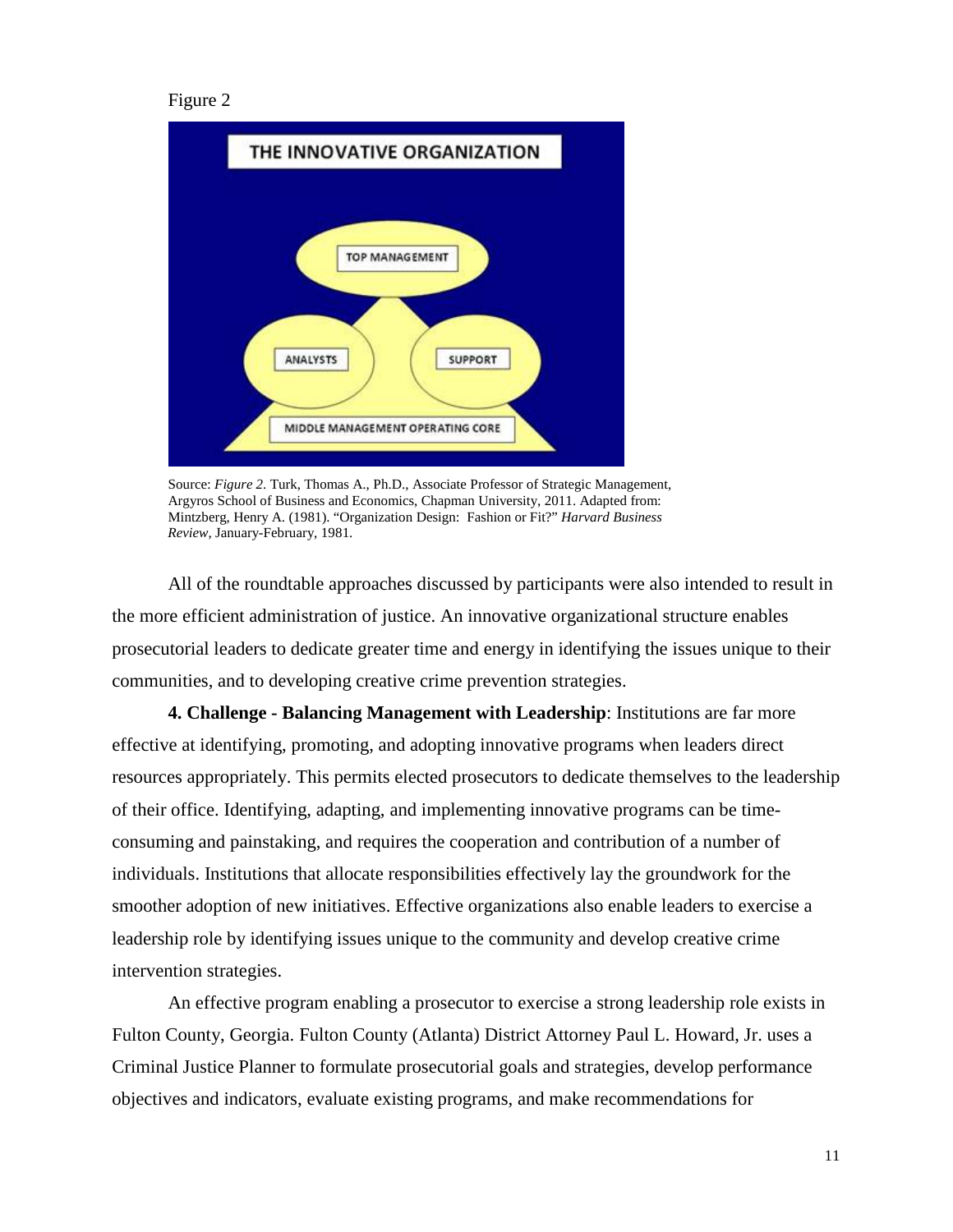Figure 2

THE INNOVATIVE ORGANIZATION

TOP MANAGEMENT

ANALYSTS

SUPPORT

MIDDLE MANAGEMENT OPERATING CORE

Source: *Figure 2*. Turk, Thomas A., Ph.D., Associate Professor of Strategic Management, Argyros School of Business and Economics, Chapman University, 2011. Adapted from: Mintzberg, Henry A. (1981). "Organization Design: Fashion or Fit?" *Harvard Business Review*, January-February, 1981.

All of the roundtable approaches discussed by participants were also intended to result in the more efficient administration of justice. An innovative organizational structure enables prosecutorial leaders to dedicate greater time and energy in identifying the issues unique to their communities, and to developing creative crime prevention strategies.

**4. Challenge - Balancing Management with Leadership**: Institutions are far more effective at identifying, promoting, and adopting innovative programs when leaders direct resources appropriately. This permits elected prosecutors to dedicate themselves to the leadership of their office. Identifying, adapting, and implementing innovative programs can be time-consuming and painstaking, and requires the cooperation and contribution of a number of individuals. Institutions that allocate responsibilities effectively lay the groundwork for the smoother adoption of new initiatives. Effective organizations also enable leaders to exercise a leadership role by identifying issues unique to the community and develop creative crime intervention strategies.

An effective program enabling a prosecutor to exercise a strong leadership role exists in Fulton County, Georgia. Fulton County (Atlanta) District Attorney Paul L. Howard, Jr. uses a Criminal Justice Planner to formulate prosecutorial goals and strategies, develop performance objectives and indicators, evaluate existing programs, and make recommendations for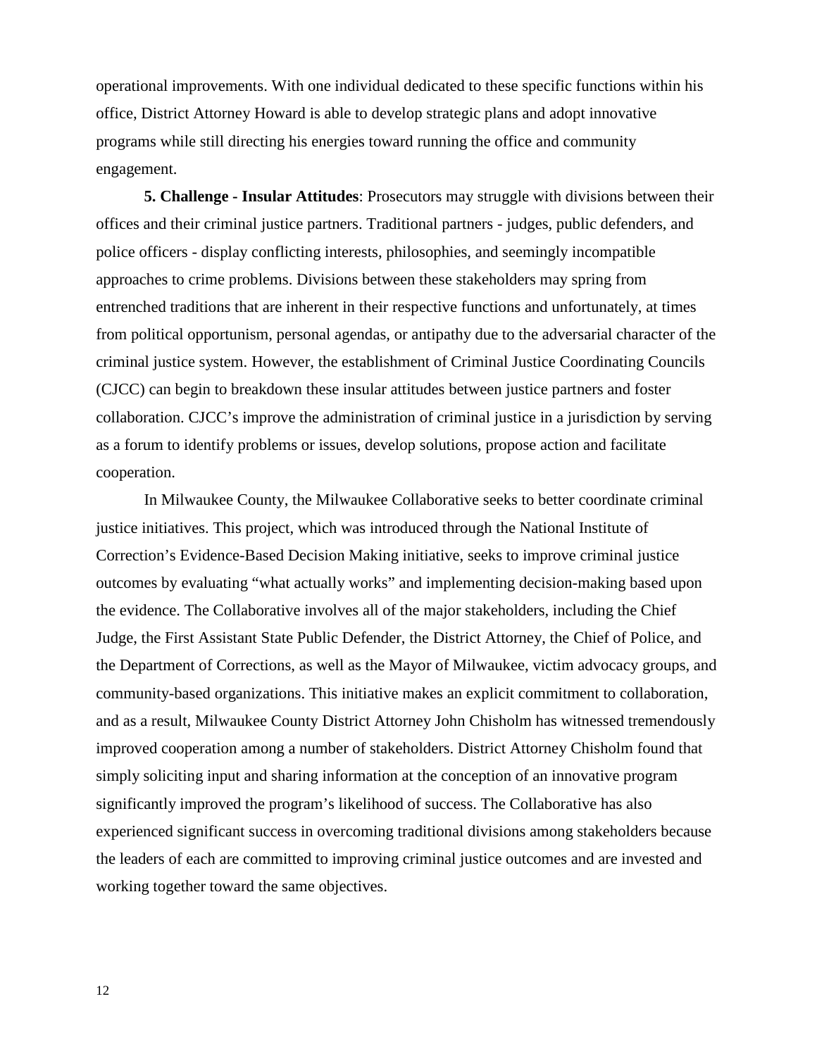operational improvements. With one individual dedicated to these specific functions within his office, District Attorney Howard is able to develop strategic plans and adopt innovative programs while still directing his energies toward running the office and community engagement.

**5. Challenge - Insular Attitudes**: Prosecutors may struggle with divisions between their offices and their criminal justice partners. Traditional partners - judges, public defenders, and police officers - display conflicting interests, philosophies, and seemingly incompatible approaches to crime problems. Divisions between these stakeholders may spring from entrenched traditions that are inherent in their respective functions and unfortunately, at times from political opportunism, personal agendas, or antipathy due to the adversarial character of the criminal justice system. However, the establishment of Criminal Justice Coordinating Councils (CJCC) can begin to breakdown these insular attitudes between justice partners and foster collaboration. CJCC's improve the administration of criminal justice in a jurisdiction by serving as a forum to identify problems or issues, develop solutions, propose action and facilitate cooperation.

In Milwaukee County, the Milwaukee Collaborative seeks to better coordinate criminal justice initiatives. This project, which was introduced through the National Institute of Correction's Evidence-Based Decision Making initiative, seeks to improve criminal justice outcomes by evaluating "what actually works" and implementing decision-making based upon the evidence. The Collaborative involves all of the major stakeholders, including the Chief Judge, the First Assistant State Public Defender, the District Attorney, the Chief of Police, and the Department of Corrections, as well as the Mayor of Milwaukee, victim advocacy groups, and community-based organizations. This initiative makes an explicit commitment to collaboration, and as a result, Milwaukee County District Attorney John Chisholm has witnessed tremendously improved cooperation among a number of stakeholders. District Attorney Chisholm found that simply soliciting input and sharing information at the conception of an innovative program significantly improved the program's likelihood of success. The Collaborative has also experienced significant success in overcoming traditional divisions among stakeholders because the leaders of each are committed to improving criminal justice outcomes and are invested and working together toward the same objectives.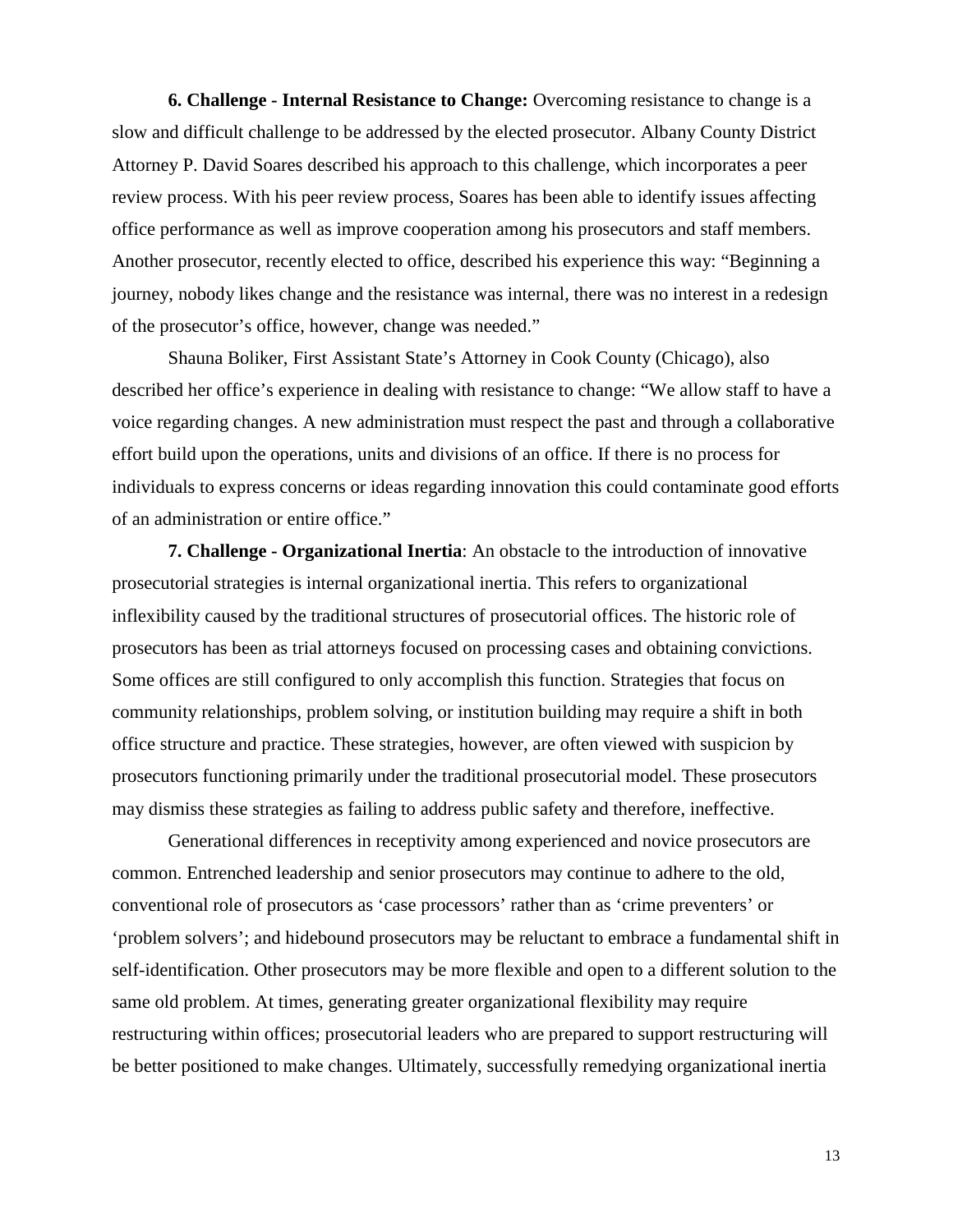**6. Challenge - Internal Resistance to Change:** Overcoming resistance to change is a slow and difficult challenge to be addressed by the elected prosecutor. Albany County District Attorney P. David Soares described his approach to this challenge, which incorporates a peer review process. With his peer review process, Soares has been able to identify issues affecting office performance as well as improve cooperation among his prosecutors and staff members. Another prosecutor, recently elected to office, described his experience this way: "Beginning a journey, nobody likes change and the resistance was internal, there was no interest in a redesign of the prosecutor's office, however, change was needed."

Shauna Boliker, First Assistant State's Attorney in Cook County (Chicago), also described her office's experience in dealing with resistance to change: "We allow staff to have a voice regarding changes. A new administration must respect the past and through a collaborative effort build upon the operations, units and divisions of an office. If there is no process for individuals to express concerns or ideas regarding innovation this could contaminate good efforts of an administration or entire office."

**7. Challenge - Organizational Inertia**: An obstacle to the introduction of innovative prosecutorial strategies is internal organizational inertia. This refers to organizational inflexibility caused by the traditional structures of prosecutorial offices. The historic role of prosecutors has been as trial attorneys focused on processing cases and obtaining convictions. Some offices are still configured to only accomplish this function. Strategies that focus on community relationships, problem solving, or institution building may require a shift in both office structure and practice. These strategies, however, are often viewed with suspicion by prosecutors functioning primarily under the traditional prosecutorial model. These prosecutors may dismiss these strategies as failing to address public safety and therefore, ineffective.

Generational differences in receptivity among experienced and novice prosecutors are common. Entrenched leadership and senior prosecutors may continue to adhere to the old, conventional role of prosecutors as 'case processors' rather than as 'crime preventers' or 'problem solvers'; and hidebound prosecutors may be reluctant to embrace a fundamental shift in self-identification. Other prosecutors may be more flexible and open to a different solution to the same old problem. At times, generating greater organizational flexibility may require restructuring within offices; prosecutorial leaders who are prepared to support restructuring will be better positioned to make changes. Ultimately, successfully remedying organizational inertia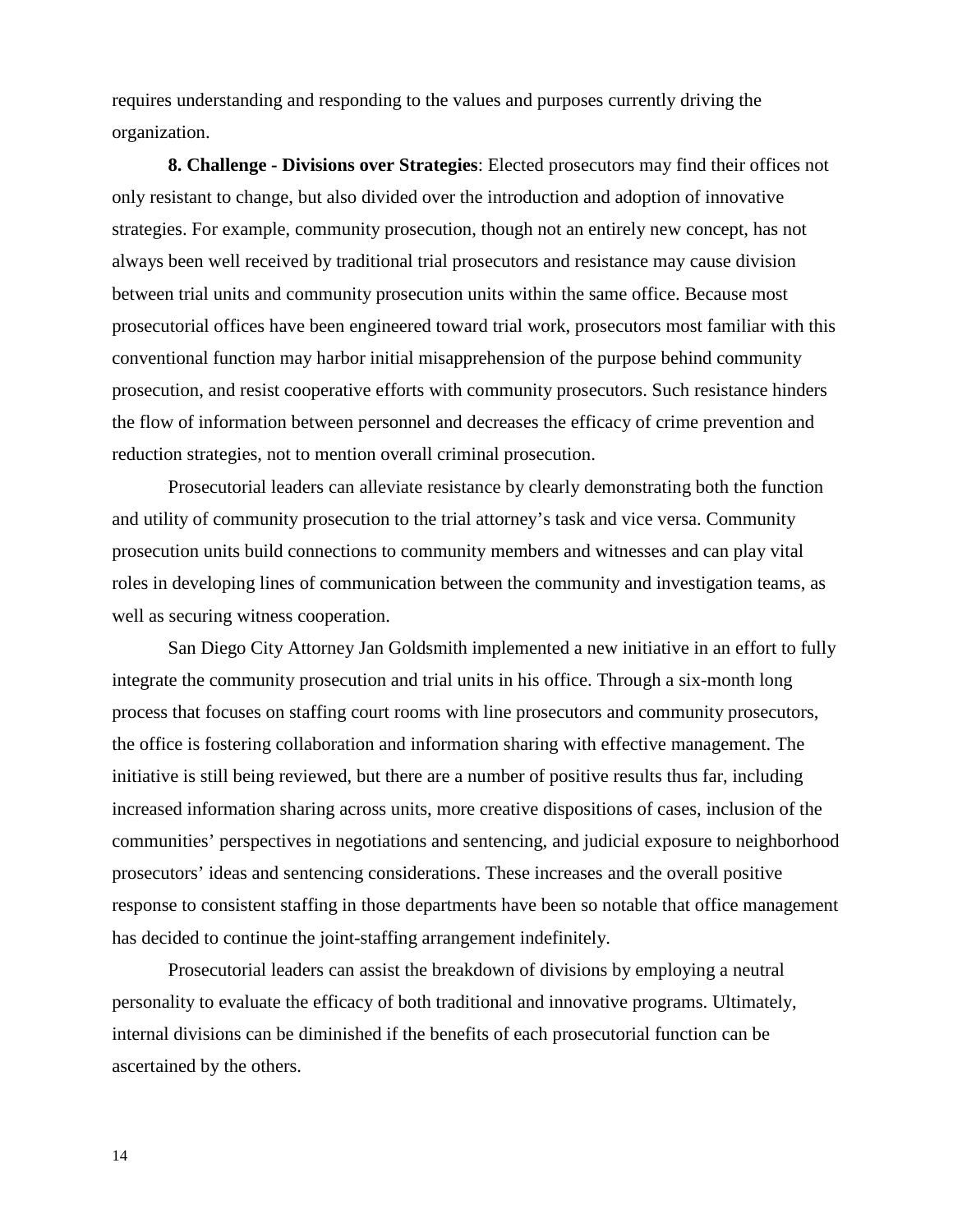requires understanding and responding to the values and purposes currently driving the organization.

**8. Challenge - Divisions over Strategies**: Elected prosecutors may find their offices not only resistant to change, but also divided over the introduction and adoption of innovative strategies. For example, community prosecution, though not an entirely new concept, has not always been well received by traditional trial prosecutors and resistance may cause division between trial units and community prosecution units within the same office. Because most prosecutorial offices have been engineered toward trial work, prosecutors most familiar with this conventional function may harbor initial misapprehension of the purpose behind community prosecution, and resist cooperative efforts with community prosecutors. Such resistance hinders the flow of information between personnel and decreases the efficacy of crime prevention and reduction strategies, not to mention overall criminal prosecution.

Prosecutorial leaders can alleviate resistance by clearly demonstrating both the function and utility of community prosecution to the trial attorney's task and vice versa. Community prosecution units build connections to community members and witnesses and can play vital roles in developing lines of communication between the community and investigation teams, as well as securing witness cooperation.

San Diego City Attorney Jan Goldsmith implemented a new initiative in an effort to fully integrate the community prosecution and trial units in his office. Through a six-month long process that focuses on staffing court rooms with line prosecutors and community prosecutors, the office is fostering collaboration and information sharing with effective management. The initiative is still being reviewed, but there are a number of positive results thus far, including increased information sharing across units, more creative dispositions of cases, inclusion of the communities' perspectives in negotiations and sentencing, and judicial exposure to neighborhood prosecutors' ideas and sentencing considerations. These increases and the overall positive response to consistent staffing in those departments have been so notable that office management has decided to continue the joint-staffing arrangement indefinitely.

Prosecutorial leaders can assist the breakdown of divisions by employing a neutral personality to evaluate the efficacy of both traditional and innovative programs. Ultimately, internal divisions can be diminished if the benefits of each prosecutorial function can be ascertained by the others.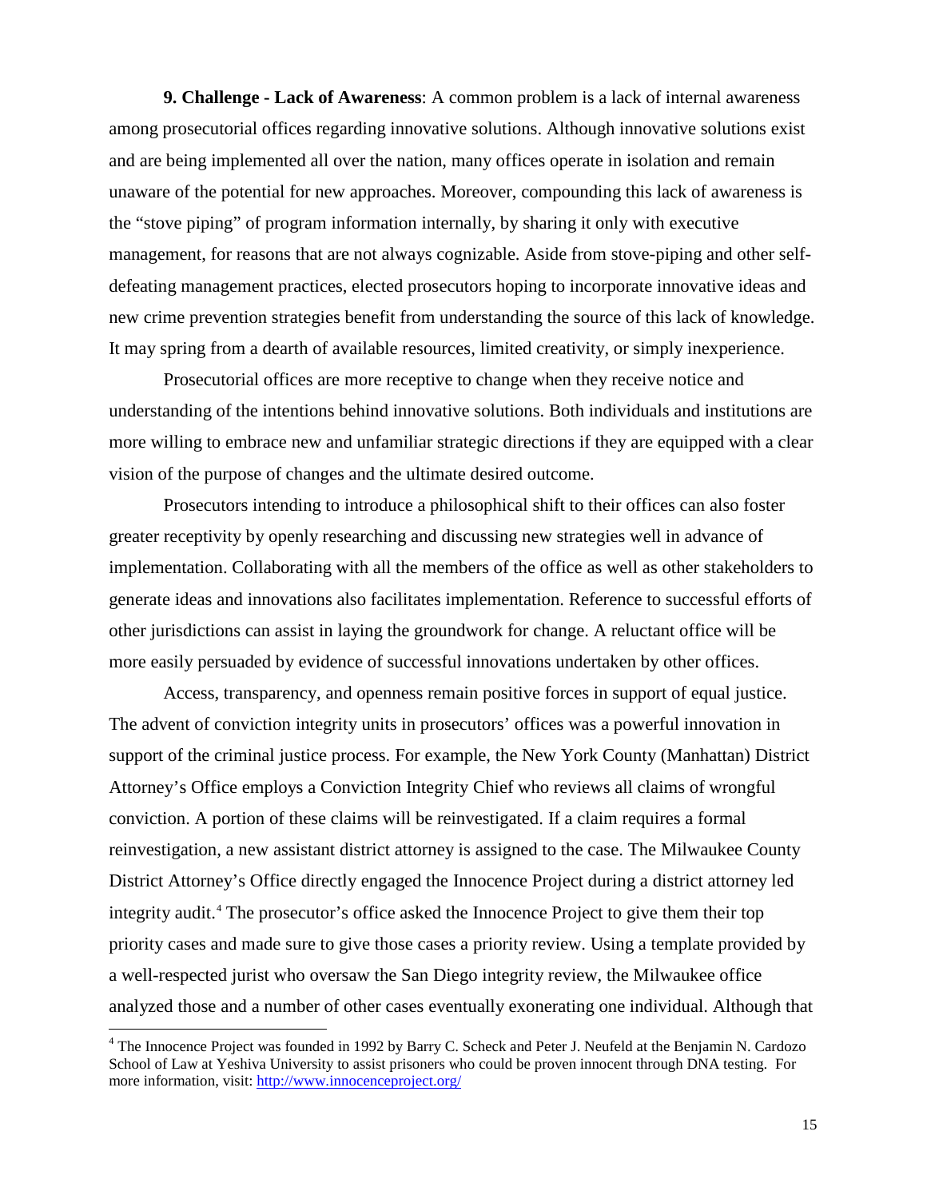**9. Challenge - Lack of Awareness**: A common problem is a lack of internal awareness among prosecutorial offices regarding innovative solutions. Although innovative solutions exist and are being implemented all over the nation, many offices operate in isolation and remain unaware of the potential for new approaches. Moreover, compounding this lack of awareness is the "stove piping" of program information internally, by sharing it only with executive management, for reasons that are not always cognizable. Aside from stove-piping and other self-defeating management practices, elected prosecutors hoping to incorporate innovative ideas and new crime prevention strategies benefit from understanding the source of this lack of knowledge. It may spring from a dearth of available resources, limited creativity, or simply inexperience.

Prosecutorial offices are more receptive to change when they receive notice and understanding of the intentions behind innovative solutions. Both individuals and institutions are more willing to embrace new and unfamiliar strategic directions if they are equipped with a clear vision of the purpose of changes and the ultimate desired outcome.

Prosecutors intending to introduce a philosophical shift to their offices can also foster greater receptivity by openly researching and discussing new strategies well in advance of implementation. Collaborating with all the members of the office as well as other stakeholders to generate ideas and innovations also facilitates implementation. Reference to successful efforts of other jurisdictions can assist in laying the groundwork for change. A reluctant office will be more easily persuaded by evidence of successful innovations undertaken by other offices.

Access, transparency, and openness remain positive forces in support of equal justice. The advent of conviction integrity units in prosecutors' offices was a powerful innovation in support of the criminal justice process. For example, the New York County (Manhattan) District Attorney's Office employs a Conviction Integrity Chief who reviews all claims of wrongful conviction. A portion of these claims will be reinvestigated. If a claim requires a formal reinvestigation, a new assistant district attorney is assigned to the case. The Milwaukee County District Attorney's Office directly engaged the Innocence Project during a district attorney led integrity audit.[4] The prosecutor's office asked the Innocence Project to give them their top priority cases and made sure to give those cases a priority review. Using a template provided by a well-respected jurist who oversaw the San Diego integrity review, the Milwaukee office analyzed those and a number of other cases eventually exonerating one individual. Although that

[4] The Innocence Project was founded in 1992 by Barry C. Scheck and Peter J. Neufeld at the Benjamin N. Cardozo School of Law at Yeshiva University to assist prisoners who could be proven innocent through DNA testing. For more information, visit: http://www.innocenceproject.org/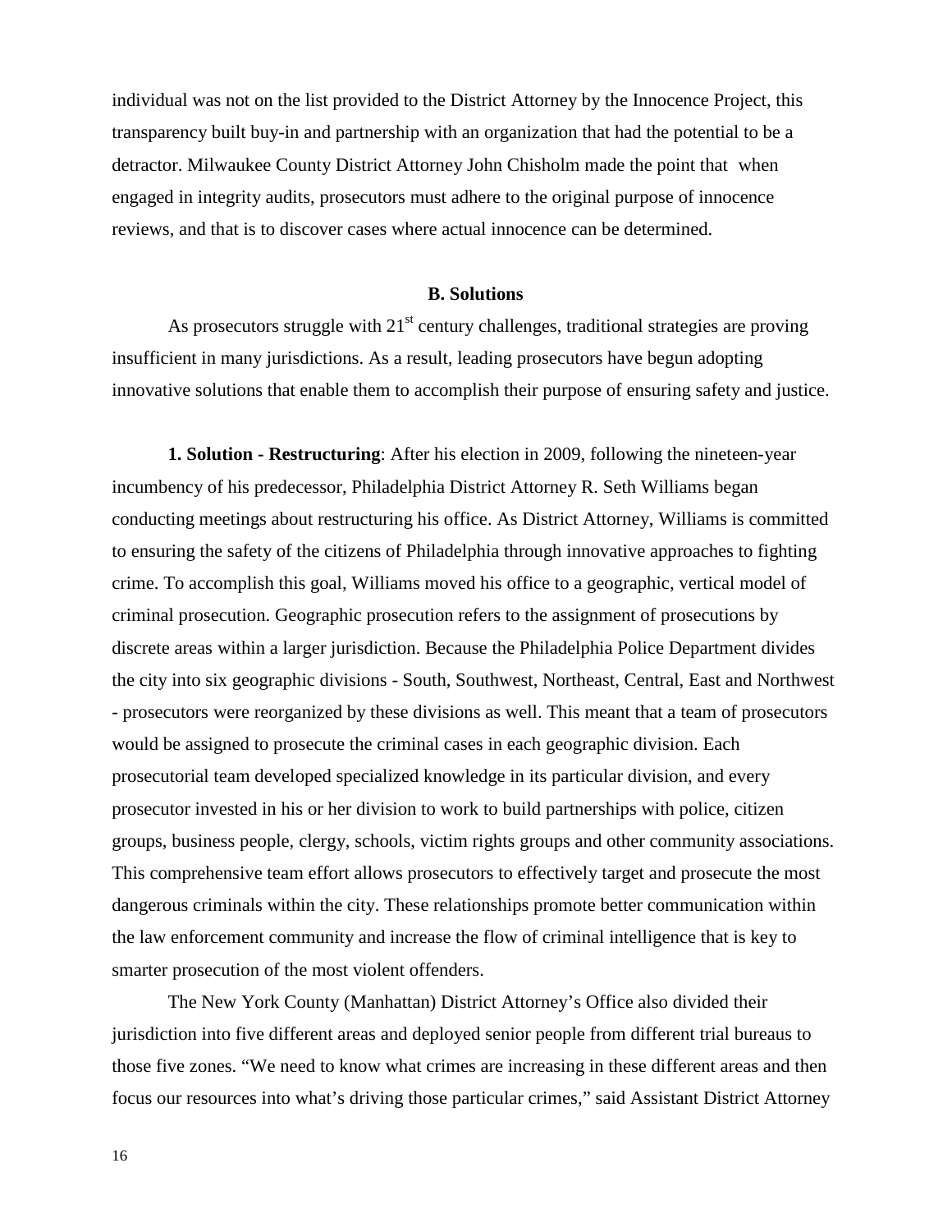individual was not on the list provided to the District Attorney by the Innocence Project, this transparency built buy-in and partnership with an organization that had the potential to be a detractor. Milwaukee County District Attorney John Chisholm made the point that when engaged in integrity audits, prosecutors must adhere to the original purpose of innocence reviews, and that is to discover cases where actual innocence can be determined.

### B. Solutions

As prosecutors struggle with 21st century challenges, traditional strategies are proving insufficient in many jurisdictions. As a result, leading prosecutors have begun adopting innovative solutions that enable them to accomplish their purpose of ensuring safety and justice.

**1. Solution - Restructuring**: After his election in 2009, following the nineteen-year incumbency of his predecessor, Philadelphia District Attorney R. Seth Williams began conducting meetings about restructuring his office. As District Attorney, Williams is committed to ensuring the safety of the citizens of Philadelphia through innovative approaches to fighting crime. To accomplish this goal, Williams moved his office to a geographic, vertical model of criminal prosecution. Geographic prosecution refers to the assignment of prosecutions by discrete areas within a larger jurisdiction. Because the Philadelphia Police Department divides the city into six geographic divisions - South, Southwest, Northeast, Central, East and Northwest - prosecutors were reorganized by these divisions as well. This meant that a team of prosecutors would be assigned to prosecute the criminal cases in each geographic division. Each prosecutorial team developed specialized knowledge in its particular division, and every prosecutor invested in his or her division to work to build partnerships with police, citizen groups, business people, clergy, schools, victim rights groups and other community associations. This comprehensive team effort allows prosecutors to effectively target and prosecute the most dangerous criminals within the city. These relationships promote better communication within the law enforcement community and increase the flow of criminal intelligence that is key to smarter prosecution of the most violent offenders.

The New York County (Manhattan) District Attorney's Office also divided their jurisdiction into five different areas and deployed senior people from different trial bureaus to those five zones. "We need to know what crimes are increasing in these different areas and then focus our resources into what's driving those particular crimes," said Assistant District Attorney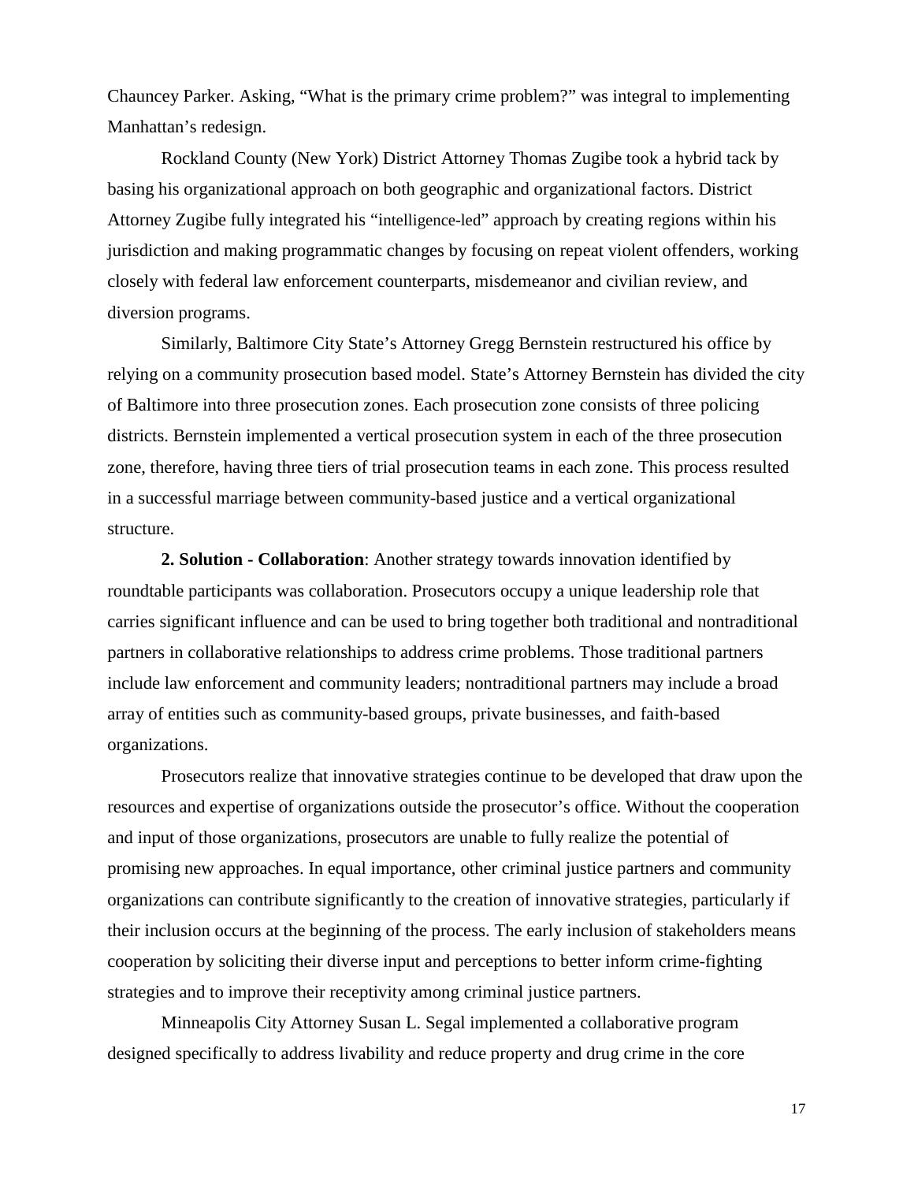Chauncey Parker. Asking, "What is the primary crime problem?" was integral to implementing Manhattan's redesign.

Rockland County (New York) District Attorney Thomas Zugibe took a hybrid tack by basing his organizational approach on both geographic and organizational factors. District Attorney Zugibe fully integrated his "intelligence-led" approach by creating regions within his jurisdiction and making programmatic changes by focusing on repeat violent offenders, working closely with federal law enforcement counterparts, misdemeanor and civilian review, and diversion programs.

Similarly, Baltimore City State's Attorney Gregg Bernstein restructured his office by relying on a community prosecution based model. State's Attorney Bernstein has divided the city of Baltimore into three prosecution zones. Each prosecution zone consists of three policing districts. Bernstein implemented a vertical prosecution system in each of the three prosecution zone, therefore, having three tiers of trial prosecution teams in each zone. This process resulted in a successful marriage between community-based justice and a vertical organizational structure.

**2. Solution - Collaboration**: Another strategy towards innovation identified by roundtable participants was collaboration. Prosecutors occupy a unique leadership role that carries significant influence and can be used to bring together both traditional and nontraditional partners in collaborative relationships to address crime problems. Those traditional partners include law enforcement and community leaders; nontraditional partners may include a broad array of entities such as community-based groups, private businesses, and faith-based organizations.

Prosecutors realize that innovative strategies continue to be developed that draw upon the resources and expertise of organizations outside the prosecutor's office. Without the cooperation and input of those organizations, prosecutors are unable to fully realize the potential of promising new approaches. In equal importance, other criminal justice partners and community organizations can contribute significantly to the creation of innovative strategies, particularly if their inclusion occurs at the beginning of the process. The early inclusion of stakeholders means cooperation by soliciting their diverse input and perceptions to better inform crime-fighting strategies and to improve their receptivity among criminal justice partners.

Minneapolis City Attorney Susan L. Segal implemented a collaborative program designed specifically to address livability and reduce property and drug crime in the core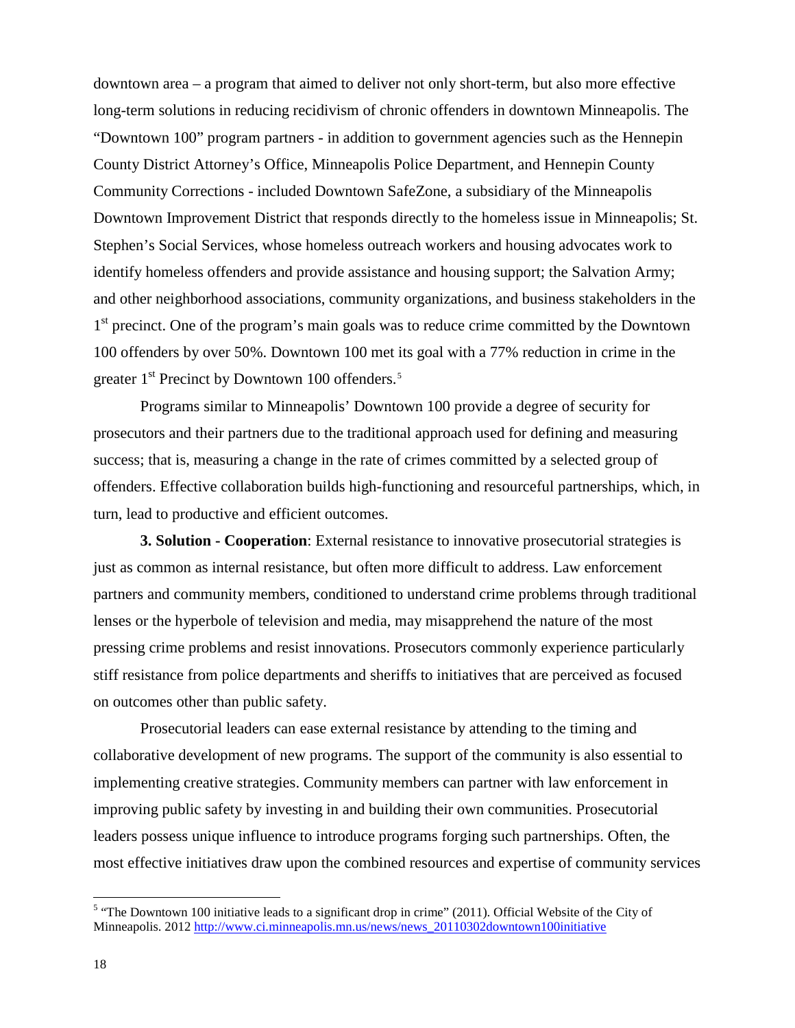downtown area – a program that aimed to deliver not only short-term, but also more effective long-term solutions in reducing recidivism of chronic offenders in downtown Minneapolis. The "Downtown 100" program partners - in addition to government agencies such as the Hennepin County District Attorney's Office, Minneapolis Police Department, and Hennepin County Community Corrections - included Downtown SafeZone, a subsidiary of the Minneapolis Downtown Improvement District that responds directly to the homeless issue in Minneapolis; St. Stephen's Social Services, whose homeless outreach workers and housing advocates work to identify homeless offenders and provide assistance and housing support; the Salvation Army; and other neighborhood associations, community organizations, and business stakeholders in the 1st precinct. One of the program's main goals was to reduce crime committed by the Downtown 100 offenders by over 50%. Downtown 100 met its goal with a 77% reduction in crime in the greater 1st Precinct by Downtown 100 offenders.[5]

Programs similar to Minneapolis' Downtown 100 provide a degree of security for prosecutors and their partners due to the traditional approach used for defining and measuring success; that is, measuring a change in the rate of crimes committed by a selected group of offenders. Effective collaboration builds high-functioning and resourceful partnerships, which, in turn, lead to productive and efficient outcomes.

**3. Solution - Cooperation**: External resistance to innovative prosecutorial strategies is just as common as internal resistance, but often more difficult to address. Law enforcement partners and community members, conditioned to understand crime problems through traditional lenses or the hyperbole of television and media, may misapprehend the nature of the most pressing crime problems and resist innovations. Prosecutors commonly experience particularly stiff resistance from police departments and sheriffs to initiatives that are perceived as focused on outcomes other than public safety.

Prosecutorial leaders can ease external resistance by attending to the timing and collaborative development of new programs. The support of the community is also essential to implementing creative strategies. Community members can partner with law enforcement in improving public safety by investing in and building their own communities. Prosecutorial leaders possess unique influence to introduce programs forging such partnerships. Often, the most effective initiatives draw upon the combined resources and expertise of community services

---

[5] "The Downtown 100 initiative leads to a significant drop in crime" (2011). Official Website of the City of Minneapolis. 2012 http://www.ci.minneapolis.mn.us/news/news_20110302downtown100initiative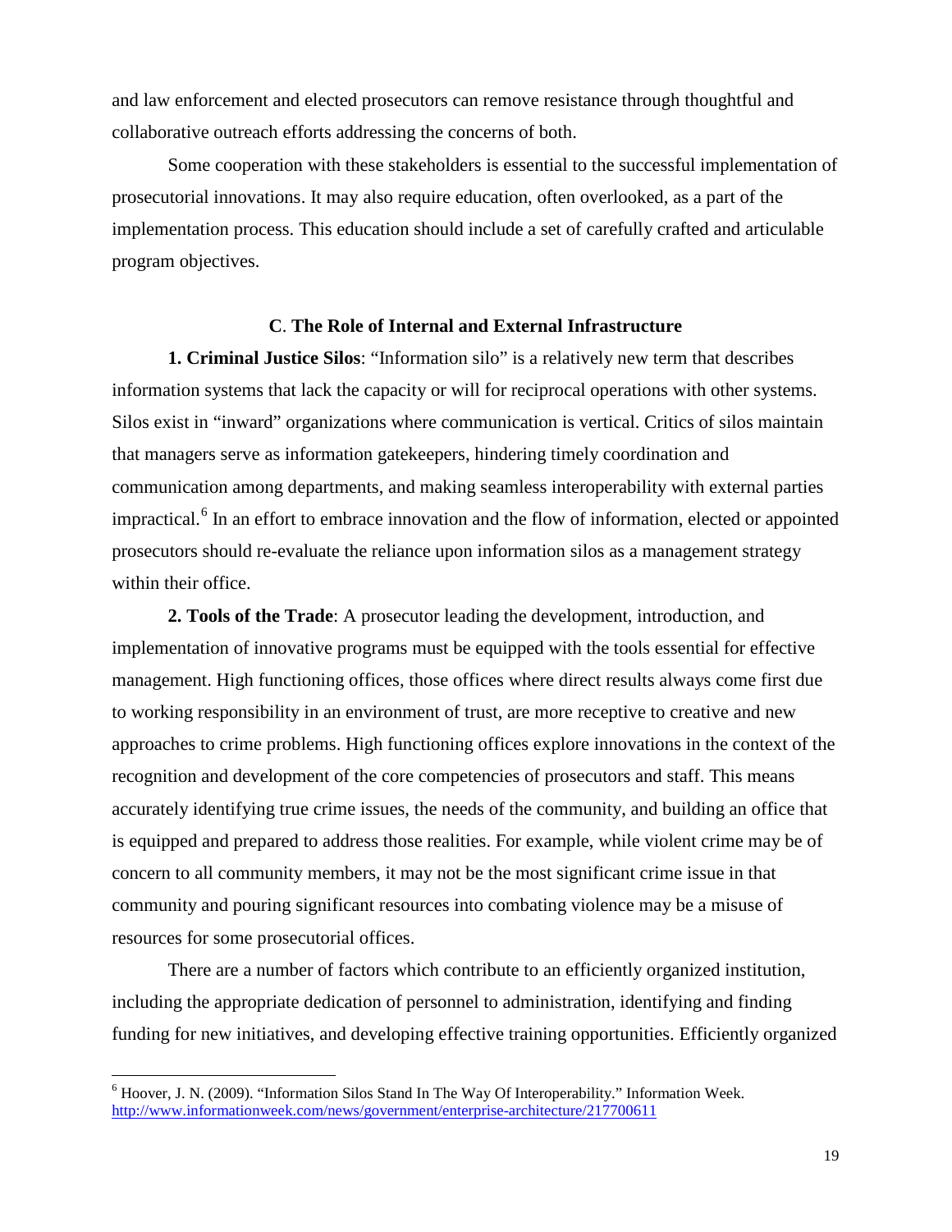and law enforcement and elected prosecutors can remove resistance through thoughtful and collaborative outreach efforts addressing the concerns of both.

Some cooperation with these stakeholders is essential to the successful implementation of prosecutorial innovations. It may also require education, often overlooked, as a part of the implementation process. This education should include a set of carefully crafted and articulable program objectives.

### C. The Role of Internal and External Infrastructure

**1. Criminal Justice Silos**: "Information silo" is a relatively new term that describes information systems that lack the capacity or will for reciprocal operations with other systems. Silos exist in "inward" organizations where communication is vertical. Critics of silos maintain that managers serve as information gatekeepers, hindering timely coordination and communication among departments, and making seamless interoperability with external parties impractical.[6] In an effort to embrace innovation and the flow of information, elected or appointed prosecutors should re-evaluate the reliance upon information silos as a management strategy within their office.

**2. Tools of the Trade**: A prosecutor leading the development, introduction, and implementation of innovative programs must be equipped with the tools essential for effective management. High functioning offices, those offices where direct results always come first due to working responsibility in an environment of trust, are more receptive to creative and new approaches to crime problems. High functioning offices explore innovations in the context of the recognition and development of the core competencies of prosecutors and staff. This means accurately identifying true crime issues, the needs of the community, and building an office that is equipped and prepared to address those realities. For example, while violent crime may be of concern to all community members, it may not be the most significant crime issue in that community and pouring significant resources into combating violence may be a misuse of resources for some prosecutorial offices.

There are a number of factors which contribute to an efficiently organized institution, including the appropriate dedication of personnel to administration, identifying and finding funding for new initiatives, and developing effective training opportunities. Efficiently organized

---

[6] Hoover, J. N. (2009). "Information Silos Stand In The Way Of Interoperability." Information Week. http://www.informationweek.com/news/government/enterprise-architecture/217700611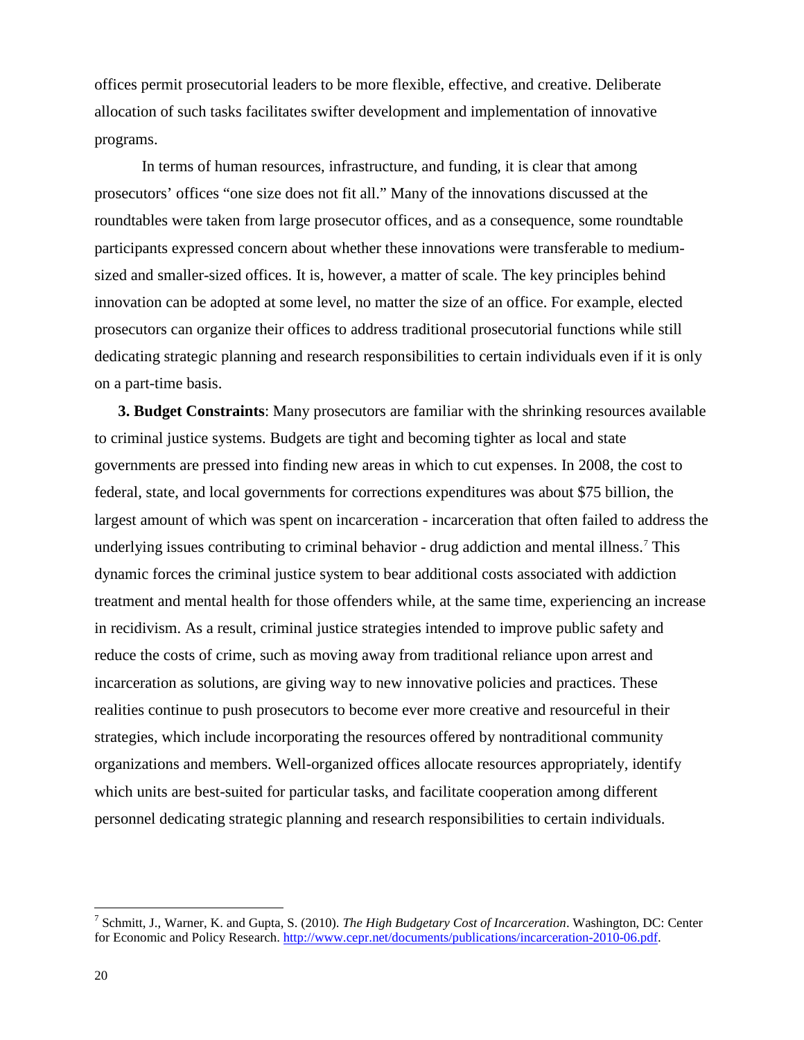offices permit prosecutorial leaders to be more flexible, effective, and creative. Deliberate allocation of such tasks facilitates swifter development and implementation of innovative programs.

In terms of human resources, infrastructure, and funding, it is clear that among prosecutors' offices "one size does not fit all." Many of the innovations discussed at the roundtables were taken from large prosecutor offices, and as a consequence, some roundtable participants expressed concern about whether these innovations were transferable to medium-sized and smaller-sized offices. It is, however, a matter of scale. The key principles behind innovation can be adopted at some level, no matter the size of an office. For example, elected prosecutors can organize their offices to address traditional prosecutorial functions while still dedicating strategic planning and research responsibilities to certain individuals even if it is only on a part-time basis.

**3. Budget Constraints**: Many prosecutors are familiar with the shrinking resources available to criminal justice systems. Budgets are tight and becoming tighter as local and state governments are pressed into finding new areas in which to cut expenses. In 2008, the cost to federal, state, and local governments for corrections expenditures was about $75 billion, the largest amount of which was spent on incarceration - incarceration that often failed to address the underlying issues contributing to criminal behavior - drug addiction and mental illness.[7] This dynamic forces the criminal justice system to bear additional costs associated with addiction treatment and mental health for those offenders while, at the same time, experiencing an increase in recidivism. As a result, criminal justice strategies intended to improve public safety and reduce the costs of crime, such as moving away from traditional reliance upon arrest and incarceration as solutions, are giving way to new innovative policies and practices. These realities continue to push prosecutors to become ever more creative and resourceful in their strategies, which include incorporating the resources offered by nontraditional community organizations and members. Well-organized offices allocate resources appropriately, identify which units are best-suited for particular tasks, and facilitate cooperation among different personnel dedicating strategic planning and research responsibilities to certain individuals.

---

[7] Schmitt, J., Warner, K. and Gupta, S. (2010). *The High Budgetary Cost of Incarceration*. Washington, DC: Center for Economic and Policy Research. http://www.cepr.net/documents/publications/incarceration-2010-06.pdf.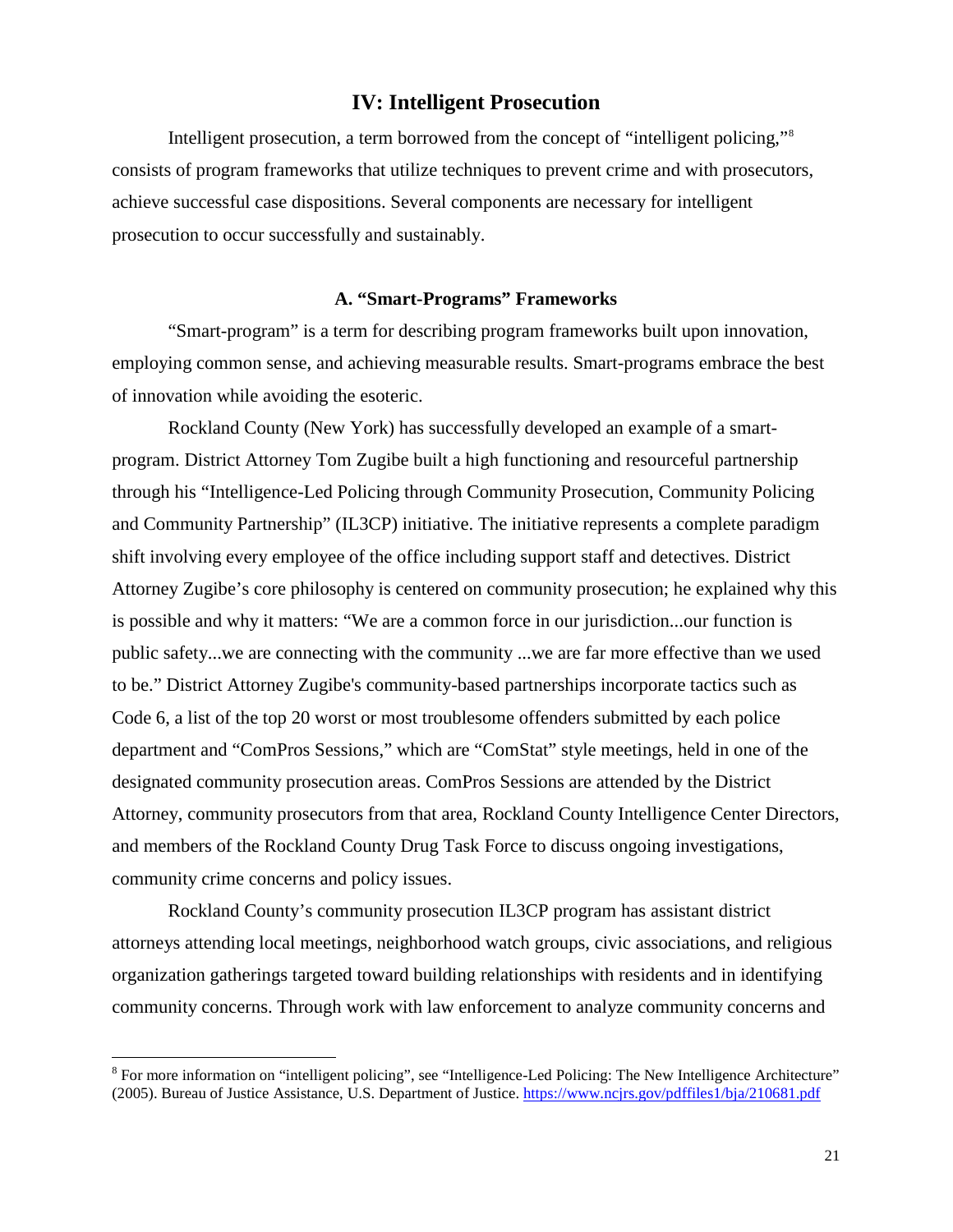## IV: Intelligent Prosecution

Intelligent prosecution, a term borrowed from the concept of "intelligent policing,"[8] consists of program frameworks that utilize techniques to prevent crime and with prosecutors, achieve successful case dispositions. Several components are necessary for intelligent prosecution to occur successfully and sustainably.

### A. "Smart-Programs" Frameworks

"Smart-program" is a term for describing program frameworks built upon innovation, employing common sense, and achieving measurable results. Smart-programs embrace the best of innovation while avoiding the esoteric.

Rockland County (New York) has successfully developed an example of a smart-program. District Attorney Tom Zugibe built a high functioning and resourceful partnership through his "Intelligence-Led Policing through Community Prosecution, Community Policing and Community Partnership" (IL3CP) initiative. The initiative represents a complete paradigm shift involving every employee of the office including support staff and detectives. District Attorney Zugibe's core philosophy is centered on community prosecution; he explained why this is possible and why it matters: "We are a common force in our jurisdiction...our function is public safety...we are connecting with the community ...we are far more effective than we used to be." District Attorney Zugibe's community-based partnerships incorporate tactics such as Code 6, a list of the top 20 worst or most troublesome offenders submitted by each police department and "ComPros Sessions," which are "ComStat" style meetings, held in one of the designated community prosecution areas. ComPros Sessions are attended by the District Attorney, community prosecutors from that area, Rockland County Intelligence Center Directors, and members of the Rockland County Drug Task Force to discuss ongoing investigations, community crime concerns and policy issues.

Rockland County's community prosecution IL3CP program has assistant district attorneys attending local meetings, neighborhood watch groups, civic associations, and religious organization gatherings targeted toward building relationships with residents and in identifying community concerns. Through work with law enforcement to analyze community concerns and

---

[8] For more information on "intelligent policing", see "Intelligence-Led Policing: The New Intelligence Architecture" (2005). Bureau of Justice Assistance, U.S. Department of Justice. https://www.ncjrs.gov/pdffiles1/bja/210681.pdf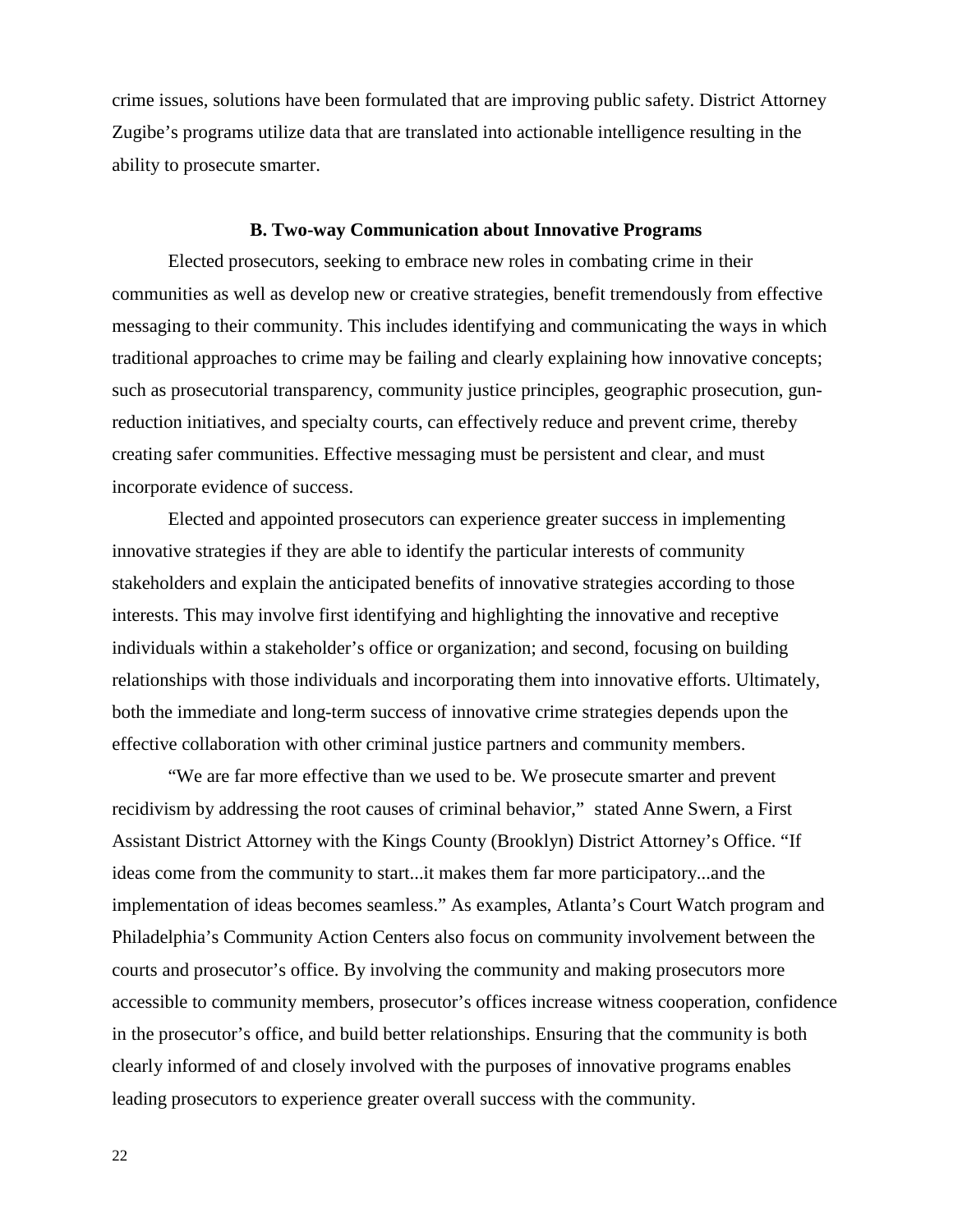crime issues, solutions have been formulated that are improving public safety. District Attorney Zugibe's programs utilize data that are translated into actionable intelligence resulting in the ability to prosecute smarter.

### B. Two-way Communication about Innovative Programs

Elected prosecutors, seeking to embrace new roles in combating crime in their communities as well as develop new or creative strategies, benefit tremendously from effective messaging to their community. This includes identifying and communicating the ways in which traditional approaches to crime may be failing and clearly explaining how innovative concepts; such as prosecutorial transparency, community justice principles, geographic prosecution, gun-reduction initiatives, and specialty courts, can effectively reduce and prevent crime, thereby creating safer communities. Effective messaging must be persistent and clear, and must incorporate evidence of success.

Elected and appointed prosecutors can experience greater success in implementing innovative strategies if they are able to identify the particular interests of community stakeholders and explain the anticipated benefits of innovative strategies according to those interests. This may involve first identifying and highlighting the innovative and receptive individuals within a stakeholder's office or organization; and second, focusing on building relationships with those individuals and incorporating them into innovative efforts. Ultimately, both the immediate and long-term success of innovative crime strategies depends upon the effective collaboration with other criminal justice partners and community members.

"We are far more effective than we used to be. We prosecute smarter and prevent recidivism by addressing the root causes of criminal behavior," stated Anne Swern, a First Assistant District Attorney with the Kings County (Brooklyn) District Attorney's Office. "If ideas come from the community to start...it makes them far more participatory...and the implementation of ideas becomes seamless." As examples, Atlanta's Court Watch program and Philadelphia's Community Action Centers also focus on community involvement between the courts and prosecutor's office. By involving the community and making prosecutors more accessible to community members, prosecutor's offices increase witness cooperation, confidence in the prosecutor's office, and build better relationships. Ensuring that the community is both clearly informed of and closely involved with the purposes of innovative programs enables leading prosecutors to experience greater overall success with the community.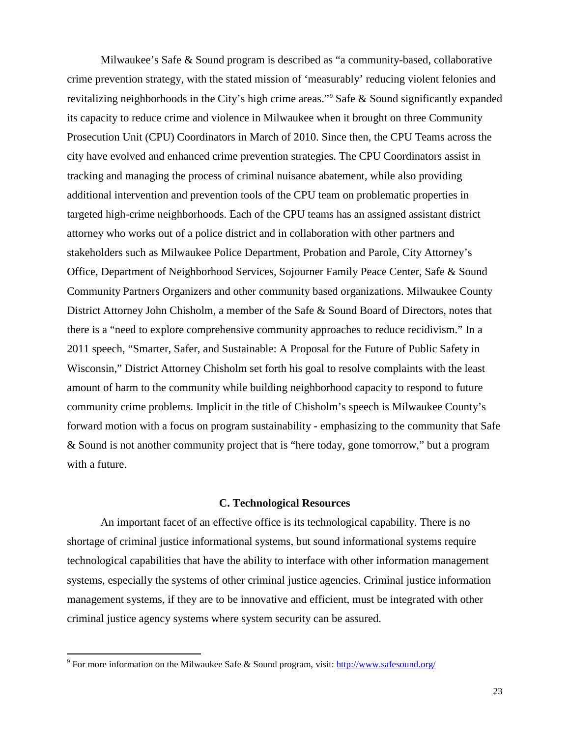Milwaukee's Safe & Sound program is described as "a community-based, collaborative crime prevention strategy, with the stated mission of 'measurably' reducing violent felonies and revitalizing neighborhoods in the City's high crime areas."[9] Safe & Sound significantly expanded its capacity to reduce crime and violence in Milwaukee when it brought on three Community Prosecution Unit (CPU) Coordinators in March of 2010. Since then, the CPU Teams across the city have evolved and enhanced crime prevention strategies. The CPU Coordinators assist in tracking and managing the process of criminal nuisance abatement, while also providing additional intervention and prevention tools of the CPU team on problematic properties in targeted high-crime neighborhoods. Each of the CPU teams has an assigned assistant district attorney who works out of a police district and in collaboration with other partners and stakeholders such as Milwaukee Police Department, Probation and Parole, City Attorney's Office, Department of Neighborhood Services, Sojourner Family Peace Center, Safe & Sound Community Partners Organizers and other community based organizations. Milwaukee County District Attorney John Chisholm, a member of the Safe & Sound Board of Directors, notes that there is a "need to explore comprehensive community approaches to reduce recidivism." In a 2011 speech, "Smarter, Safer, and Sustainable: A Proposal for the Future of Public Safety in Wisconsin," District Attorney Chisholm set forth his goal to resolve complaints with the least amount of harm to the community while building neighborhood capacity to respond to future community crime problems. Implicit in the title of Chisholm's speech is Milwaukee County's forward motion with a focus on program sustainability - emphasizing to the community that Safe & Sound is not another community project that is "here today, gone tomorrow," but a program with a future.

### C. Technological Resources

An important facet of an effective office is its technological capability. There is no shortage of criminal justice informational systems, but sound informational systems require technological capabilities that have the ability to interface with other information management systems, especially the systems of other criminal justice agencies. Criminal justice information management systems, if they are to be innovative and efficient, must be integrated with other criminal justice agency systems where system security can be assured.

---

[9] For more information on the Milwaukee Safe & Sound program, visit: http://www.safesound.org/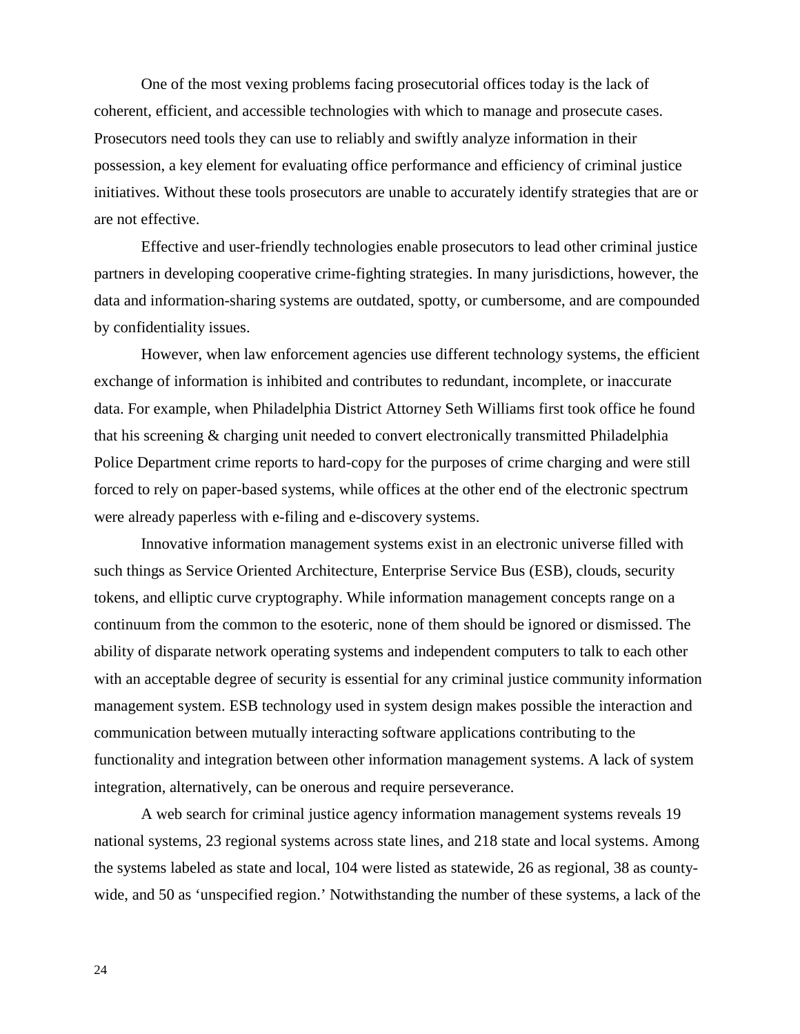One of the most vexing problems facing prosecutorial offices today is the lack of coherent, efficient, and accessible technologies with which to manage and prosecute cases. Prosecutors need tools they can use to reliably and swiftly analyze information in their possession, a key element for evaluating office performance and efficiency of criminal justice initiatives. Without these tools prosecutors are unable to accurately identify strategies that are or are not effective.

Effective and user-friendly technologies enable prosecutors to lead other criminal justice partners in developing cooperative crime-fighting strategies. In many jurisdictions, however, the data and information-sharing systems are outdated, spotty, or cumbersome, and are compounded by confidentiality issues.

However, when law enforcement agencies use different technology systems, the efficient exchange of information is inhibited and contributes to redundant, incomplete, or inaccurate data. For example, when Philadelphia District Attorney Seth Williams first took office he found that his screening & charging unit needed to convert electronically transmitted Philadelphia Police Department crime reports to hard-copy for the purposes of crime charging and were still forced to rely on paper-based systems, while offices at the other end of the electronic spectrum were already paperless with e-filing and e-discovery systems.

Innovative information management systems exist in an electronic universe filled with such things as Service Oriented Architecture, Enterprise Service Bus (ESB), clouds, security tokens, and elliptic curve cryptography. While information management concepts range on a continuum from the common to the esoteric, none of them should be ignored or dismissed. The ability of disparate network operating systems and independent computers to talk to each other with an acceptable degree of security is essential for any criminal justice community information management system. ESB technology used in system design makes possible the interaction and communication between mutually interacting software applications contributing to the functionality and integration between other information management systems. A lack of system integration, alternatively, can be onerous and require perseverance.

A web search for criminal justice agency information management systems reveals 19 national systems, 23 regional systems across state lines, and 218 state and local systems. Among the systems labeled as state and local, 104 were listed as statewide, 26 as regional, 38 as county-wide, and 50 as 'unspecified region.' Notwithstanding the number of these systems, a lack of the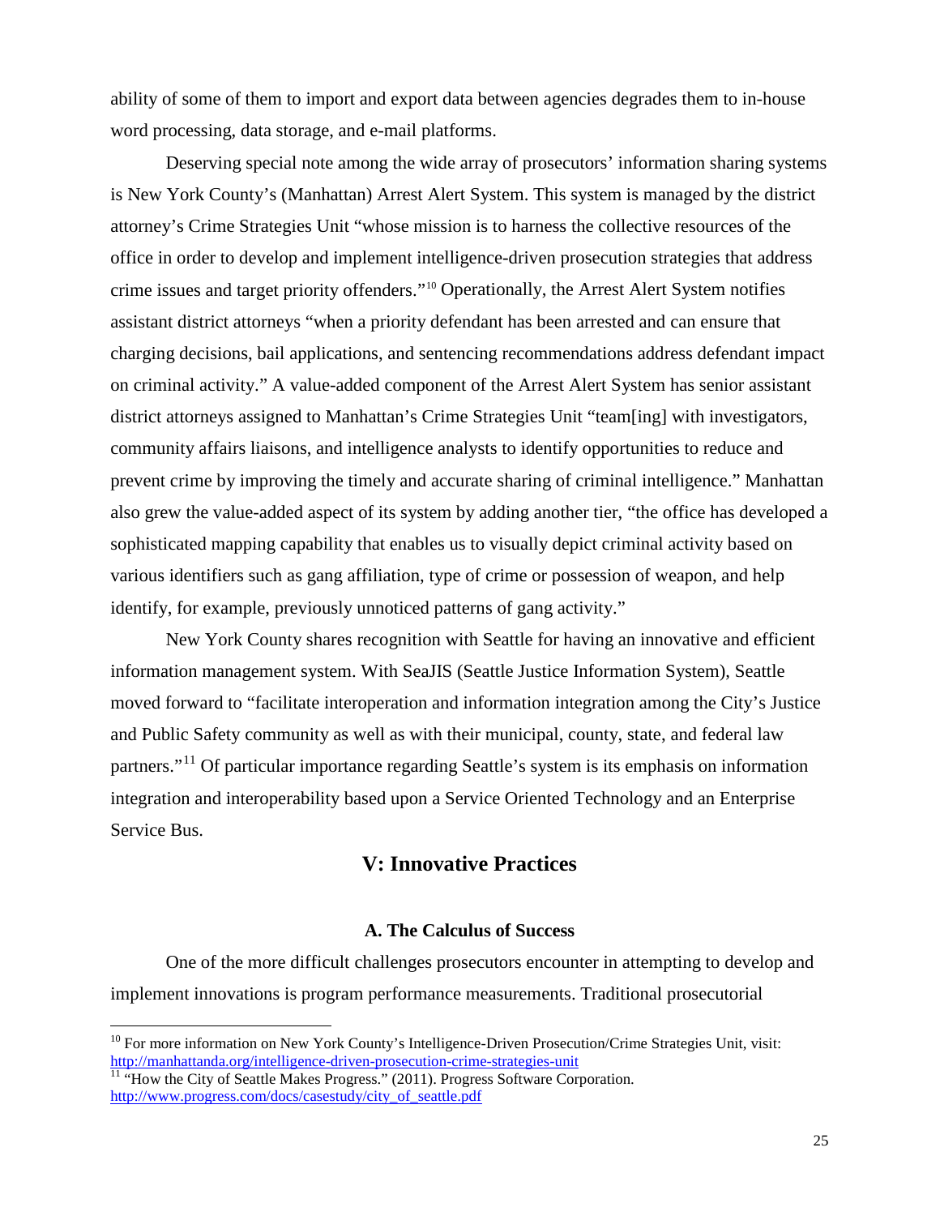ability of some of them to import and export data between agencies degrades them to in-house word processing, data storage, and e-mail platforms.

Deserving special note among the wide array of prosecutors' information sharing systems is New York County's (Manhattan) Arrest Alert System. This system is managed by the district attorney's Crime Strategies Unit "whose mission is to harness the collective resources of the office in order to develop and implement intelligence-driven prosecution strategies that address crime issues and target priority offenders."[10] Operationally, the Arrest Alert System notifies assistant district attorneys "when a priority defendant has been arrested and can ensure that charging decisions, bail applications, and sentencing recommendations address defendant impact on criminal activity." A value-added component of the Arrest Alert System has senior assistant district attorneys assigned to Manhattan's Crime Strategies Unit "team[ing] with investigators, community affairs liaisons, and intelligence analysts to identify opportunities to reduce and prevent crime by improving the timely and accurate sharing of criminal intelligence." Manhattan also grew the value-added aspect of its system by adding another tier, "the office has developed a sophisticated mapping capability that enables us to visually depict criminal activity based on various identifiers such as gang affiliation, type of crime or possession of weapon, and help identify, for example, previously unnoticed patterns of gang activity."

New York County shares recognition with Seattle for having an innovative and efficient information management system. With SeaJIS (Seattle Justice Information System), Seattle moved forward to "facilitate interoperation and information integration among the City's Justice and Public Safety community as well as with their municipal, county, state, and federal law partners."[11] Of particular importance regarding Seattle's system is its emphasis on information integration and interoperability based upon a Service Oriented Technology and an Enterprise Service Bus.

## V: Innovative Practices

### A. The Calculus of Success

One of the more difficult challenges prosecutors encounter in attempting to develop and implement innovations is program performance measurements. Traditional prosecutorial

---

[10] For more information on New York County's Intelligence-Driven Prosecution/Crime Strategies Unit, visit: http://manhattanda.org/intelligence-driven-prosecution-crime-strategies-unit

[11] "How the City of Seattle Makes Progress." (2011). Progress Software Corporation. http://www.progress.com/docs/casestudy/city_of_seattle.pdf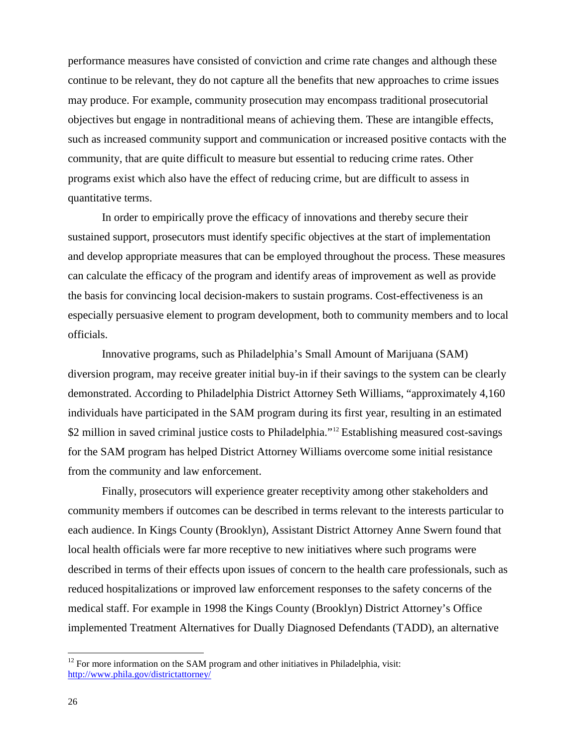performance measures have consisted of conviction and crime rate changes and although these continue to be relevant, they do not capture all the benefits that new approaches to crime issues may produce. For example, community prosecution may encompass traditional prosecutorial objectives but engage in nontraditional means of achieving them. These are intangible effects, such as increased community support and communication or increased positive contacts with the community, that are quite difficult to measure but essential to reducing crime rates. Other programs exist which also have the effect of reducing crime, but are difficult to assess in quantitative terms.

In order to empirically prove the efficacy of innovations and thereby secure their sustained support, prosecutors must identify specific objectives at the start of implementation and develop appropriate measures that can be employed throughout the process. These measures can calculate the efficacy of the program and identify areas of improvement as well as provide the basis for convincing local decision-makers to sustain programs. Cost-effectiveness is an especially persuasive element to program development, both to community members and to local officials.

Innovative programs, such as Philadelphia's Small Amount of Marijuana (SAM) diversion program, may receive greater initial buy-in if their savings to the system can be clearly demonstrated. According to Philadelphia District Attorney Seth Williams, "approximately 4,160 individuals have participated in the SAM program during its first year, resulting in an estimated $2 million in saved criminal justice costs to Philadelphia."[12] Establishing measured cost-savings for the SAM program has helped District Attorney Williams overcome some initial resistance from the community and law enforcement.

Finally, prosecutors will experience greater receptivity among other stakeholders and community members if outcomes can be described in terms relevant to the interests particular to each audience. In Kings County (Brooklyn), Assistant District Attorney Anne Swern found that local health officials were far more receptive to new initiatives where such programs were described in terms of their effects upon issues of concern to the health care professionals, such as reduced hospitalizations or improved law enforcement responses to the safety concerns of the medical staff. For example in 1998 the Kings County (Brooklyn) District Attorney's Office implemented Treatment Alternatives for Dually Diagnosed Defendants (TADD), an alternative

---

[12] For more information on the SAM program and other initiatives in Philadelphia, visit: http://www.phila.gov/districtattorney/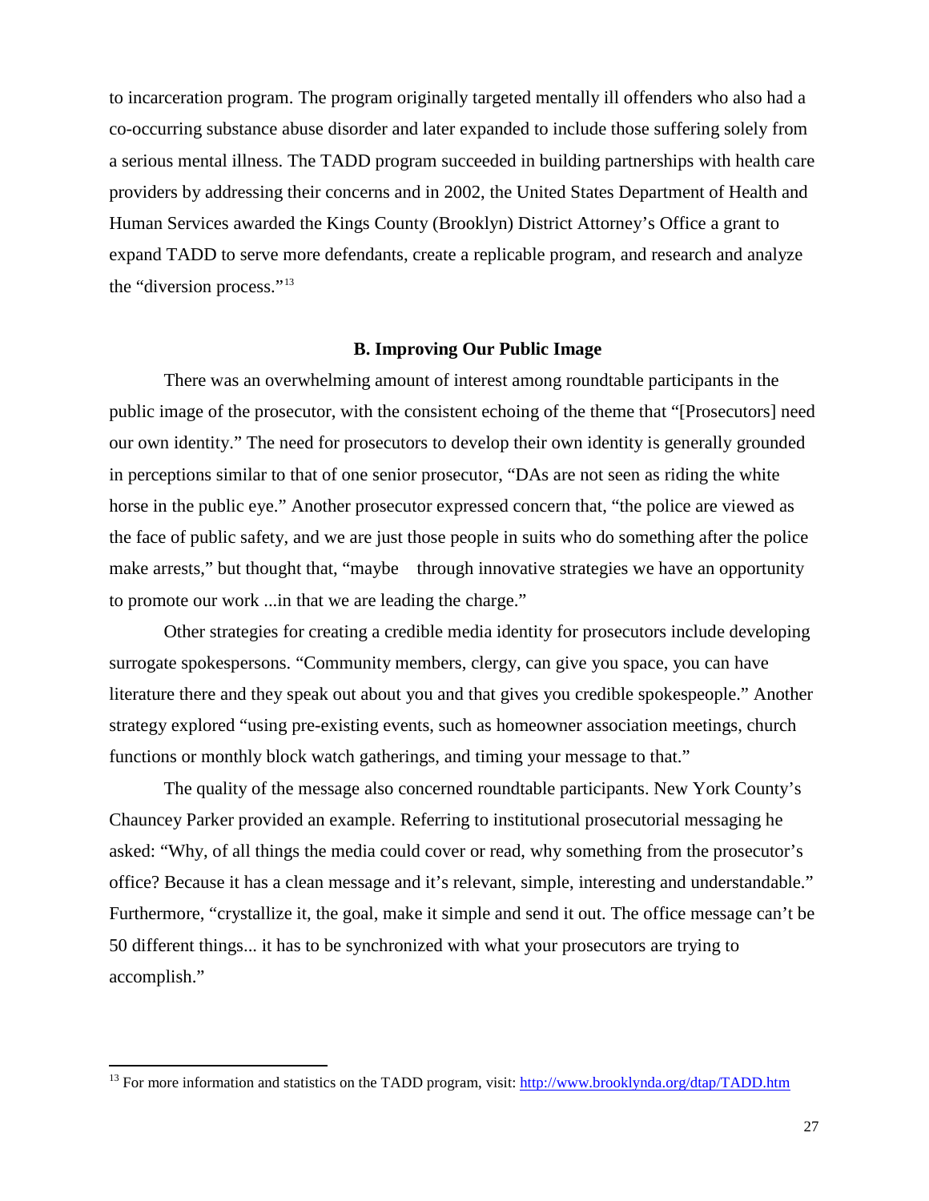to incarceration program. The program originally targeted mentally ill offenders who also had a co-occurring substance abuse disorder and later expanded to include those suffering solely from a serious mental illness. The TADD program succeeded in building partnerships with health care providers by addressing their concerns and in 2002, the United States Department of Health and Human Services awarded the Kings County (Brooklyn) District Attorney's Office a grant to expand TADD to serve more defendants, create a replicable program, and research and analyze the "diversion process."[13]

### B. Improving Our Public Image

There was an overwhelming amount of interest among roundtable participants in the public image of the prosecutor, with the consistent echoing of the theme that "[Prosecutors] need our own identity." The need for prosecutors to develop their own identity is generally grounded in perceptions similar to that of one senior prosecutor, "DAs are not seen as riding the white horse in the public eye." Another prosecutor expressed concern that, "the police are viewed as the face of public safety, and we are just those people in suits who do something after the police make arrests," but thought that, "maybe through innovative strategies we have an opportunity to promote our work ...in that we are leading the charge."

Other strategies for creating a credible media identity for prosecutors include developing surrogate spokespersons. "Community members, clergy, can give you space, you can have literature there and they speak out about you and that gives you credible spokespeople." Another strategy explored "using pre-existing events, such as homeowner association meetings, church functions or monthly block watch gatherings, and timing your message to that."

The quality of the message also concerned roundtable participants. New York County's Chauncey Parker provided an example. Referring to institutional prosecutorial messaging he asked: "Why, of all things the media could cover or read, why something from the prosecutor's office? Because it has a clean message and it's relevant, simple, interesting and understandable." Furthermore, "crystallize it, the goal, make it simple and send it out. The office message can't be 50 different things... it has to be synchronized with what your prosecutors are trying to accomplish."

---

[13] For more information and statistics on the TADD program, visit: http://www.brooklynda.org/dtap/TADD.htm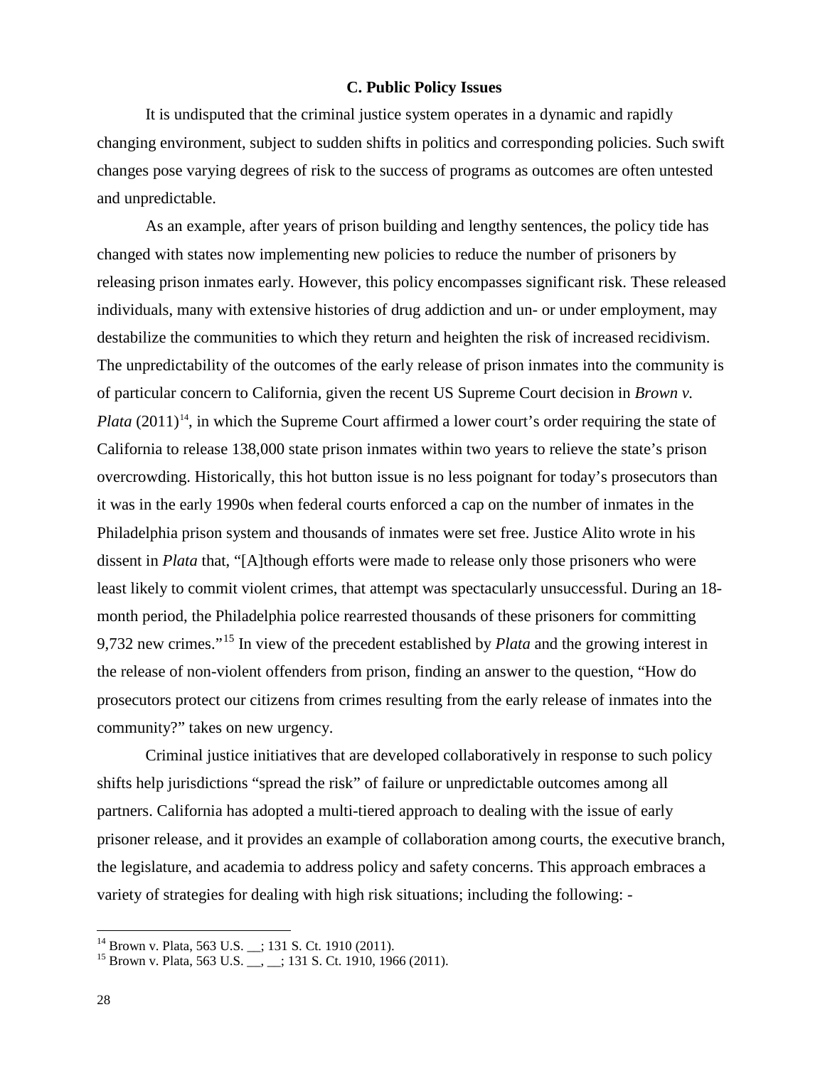### C. Public Policy Issues

It is undisputed that the criminal justice system operates in a dynamic and rapidly changing environment, subject to sudden shifts in politics and corresponding policies. Such swift changes pose varying degrees of risk to the success of programs as outcomes are often untested and unpredictable.

As an example, after years of prison building and lengthy sentences, the policy tide has changed with states now implementing new policies to reduce the number of prisoners by releasing prison inmates early. However, this policy encompasses significant risk. These released individuals, many with extensive histories of drug addiction and un- or under employment, may destabilize the communities to which they return and heighten the risk of increased recidivism. The unpredictability of the outcomes of the early release of prison inmates into the community is of particular concern to California, given the recent US Supreme Court decision in *Brown v. Plata* (2011)[14], in which the Supreme Court affirmed a lower court's order requiring the state of California to release 138,000 state prison inmates within two years to relieve the state's prison overcrowding. Historically, this hot button issue is no less poignant for today's prosecutors than it was in the early 1990s when federal courts enforced a cap on the number of inmates in the Philadelphia prison system and thousands of inmates were set free. Justice Alito wrote in his dissent in *Plata* that, "[A]though efforts were made to release only those prisoners who were least likely to commit violent crimes, that attempt was spectacularly unsuccessful. During an 18-month period, the Philadelphia police rearrested thousands of these prisoners for committing 9,732 new crimes."[15] In view of the precedent established by *Plata* and the growing interest in the release of non-violent offenders from prison, finding an answer to the question, "How do prosecutors protect our citizens from crimes resulting from the early release of inmates into the community?" takes on new urgency.

Criminal justice initiatives that are developed collaboratively in response to such policy shifts help jurisdictions "spread the risk" of failure or unpredictable outcomes among all partners. California has adopted a multi-tiered approach to dealing with the issue of early prisoner release, and it provides an example of collaboration among courts, the executive branch, the legislature, and academia to address policy and safety concerns. This approach embraces a variety of strategies for dealing with high risk situations; including the following: -

---

[14] Brown v. Plata, 563 U.S. __; 131 S. Ct. 1910 (2011).

[15] Brown v. Plata, 563 U.S. __, __; 131 S. Ct. 1910, 1966 (2011).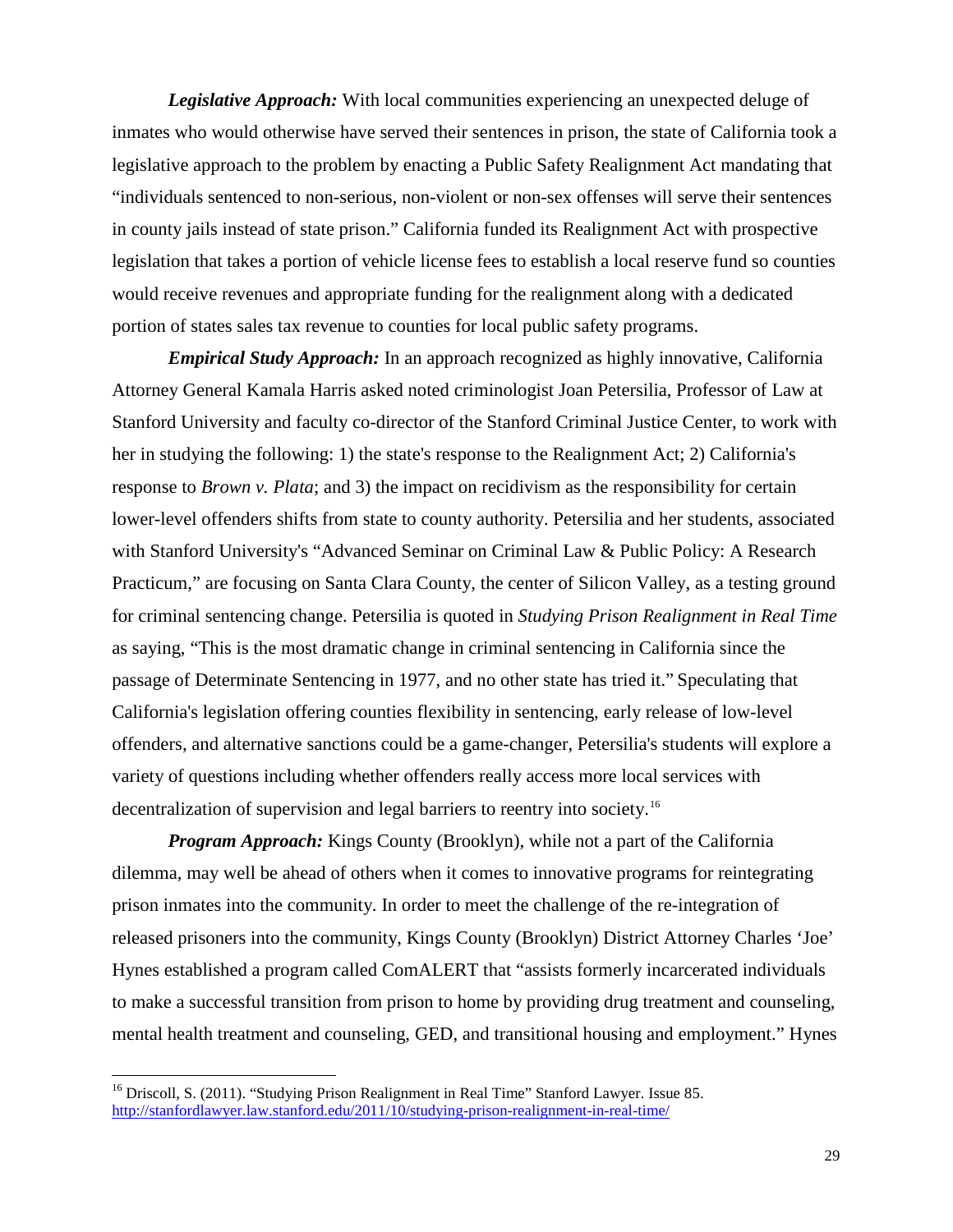***Legislative Approach:*** With local communities experiencing an unexpected deluge of inmates who would otherwise have served their sentences in prison, the state of California took a legislative approach to the problem by enacting a Public Safety Realignment Act mandating that "individuals sentenced to non-serious, non-violent or non-sex offenses will serve their sentences in county jails instead of state prison." California funded its Realignment Act with prospective legislation that takes a portion of vehicle license fees to establish a local reserve fund so counties would receive revenues and appropriate funding for the realignment along with a dedicated portion of states sales tax revenue to counties for local public safety programs.

***Empirical Study Approach:*** In an approach recognized as highly innovative, California Attorney General Kamala Harris asked noted criminologist Joan Petersilia, Professor of Law at Stanford University and faculty co-director of the Stanford Criminal Justice Center, to work with her in studying the following: 1) the state's response to the Realignment Act; 2) California's response to *Brown v. Plata*; and 3) the impact on recidivism as the responsibility for certain lower-level offenders shifts from state to county authority. Petersilia and her students, associated with Stanford University's "Advanced Seminar on Criminal Law & Public Policy: A Research Practicum," are focusing on Santa Clara County, the center of Silicon Valley, as a testing ground for criminal sentencing change. Petersilia is quoted in *Studying Prison Realignment in Real Time* as saying, "This is the most dramatic change in criminal sentencing in California since the passage of Determinate Sentencing in 1977, and no other state has tried it." Speculating that California's legislation offering counties flexibility in sentencing, early release of low-level offenders, and alternative sanctions could be a game-changer, Petersilia's students will explore a variety of questions including whether offenders really access more local services with decentralization of supervision and legal barriers to reentry into society.[16]

***Program Approach:*** Kings County (Brooklyn), while not a part of the California dilemma, may well be ahead of others when it comes to innovative programs for reintegrating prison inmates into the community. In order to meet the challenge of the re-integration of released prisoners into the community, Kings County (Brooklyn) District Attorney Charles 'Joe' Hynes established a program called ComALERT that "assists formerly incarcerated individuals to make a successful transition from prison to home by providing drug treatment and counseling, mental health treatment and counseling, GED, and transitional housing and employment." Hynes

---

[16] Driscoll, S. (2011). "Studying Prison Realignment in Real Time" Stanford Lawyer. Issue 85. http://stanfordlawyer.law.stanford.edu/2011/10/studying-prison-realignment-in-real-time/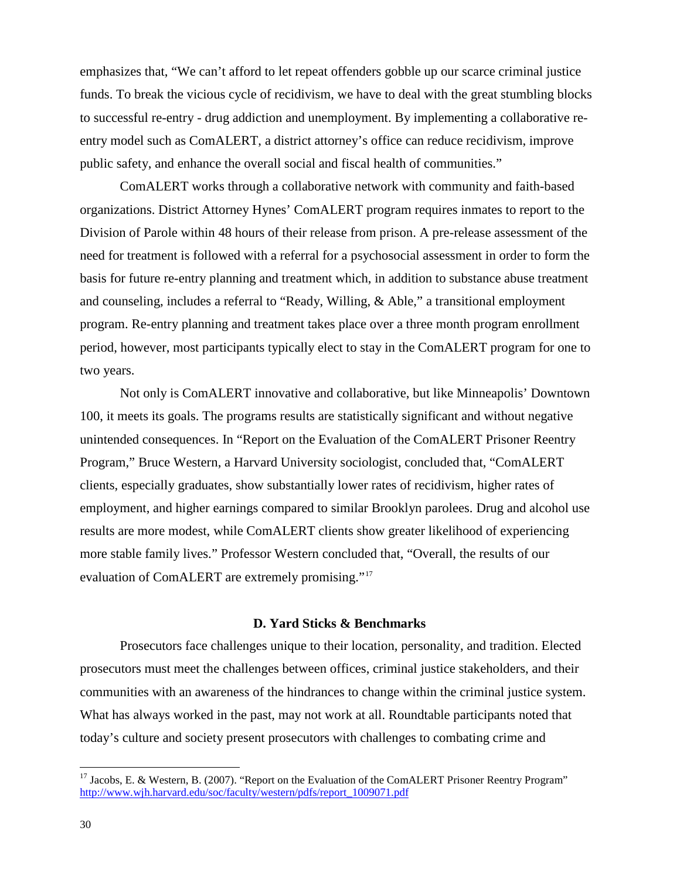emphasizes that, “We can’t afford to let repeat offenders gobble up our scarce criminal justice funds. To break the vicious cycle of recidivism, we have to deal with the great stumbling blocks to successful re-entry - drug addiction and unemployment. By implementing a collaborative re-entry model such as ComALERT, a district attorney’s office can reduce recidivism, improve public safety, and enhance the overall social and fiscal health of communities.”

ComALERT works through a collaborative network with community and faith-based organizations. District Attorney Hynes’ ComALERT program requires inmates to report to the Division of Parole within 48 hours of their release from prison. A pre-release assessment of the need for treatment is followed with a referral for a psychosocial assessment in order to form the basis for future re-entry planning and treatment which, in addition to substance abuse treatment and counseling, includes a referral to “Ready, Willing, & Able,” a transitional employment program. Re-entry planning and treatment takes place over a three month program enrollment period, however, most participants typically elect to stay in the ComALERT program for one to two years.

Not only is ComALERT innovative and collaborative, but like Minneapolis’ Downtown 100, it meets its goals. The programs results are statistically significant and without negative unintended consequences. In “Report on the Evaluation of the ComALERT Prisoner Reentry Program,” Bruce Western, a Harvard University sociologist, concluded that, “ComALERT clients, especially graduates, show substantially lower rates of recidivism, higher rates of employment, and higher earnings compared to similar Brooklyn parolees. Drug and alcohol use results are more modest, while ComALERT clients show greater likelihood of experiencing more stable family lives.” Professor Western concluded that, “Overall, the results of our evaluation of ComALERT are extremely promising.”[17]

### D. Yard Sticks & Benchmarks

Prosecutors face challenges unique to their location, personality, and tradition. Elected prosecutors must meet the challenges between offices, criminal justice stakeholders, and their communities with an awareness of the hindrances to change within the criminal justice system. What has always worked in the past, may not work at all. Roundtable participants noted that today’s culture and society present prosecutors with challenges to combating crime and

---

[17] Jacobs, E. & Western, B. (2007). “Report on the Evaluation of the ComALERT Prisoner Reentry Program” http://www.wjh.harvard.edu/soc/faculty/western/pdfs/report_1009071.pdf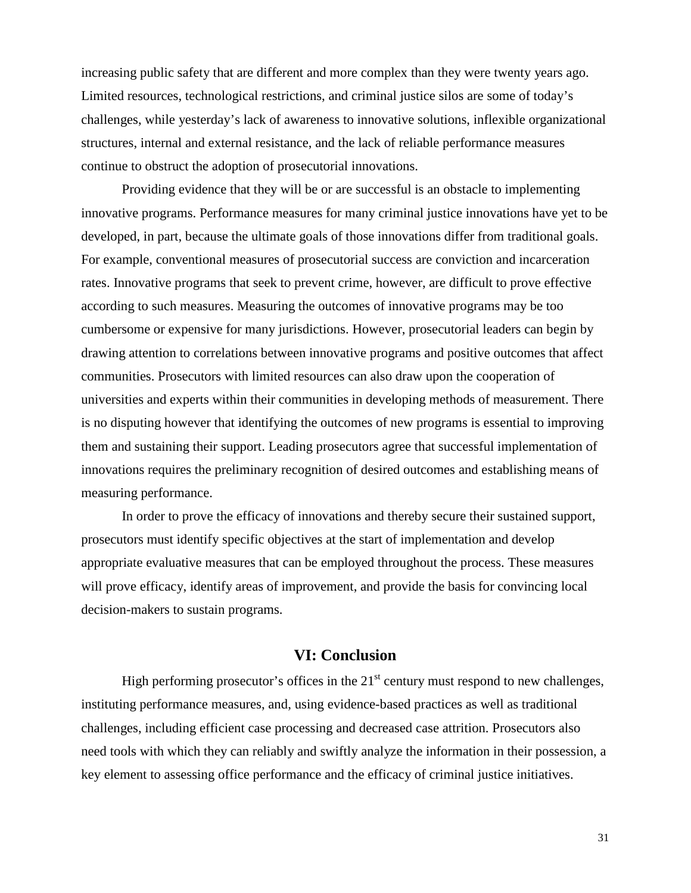increasing public safety that are different and more complex than they were twenty years ago. Limited resources, technological restrictions, and criminal justice silos are some of today's challenges, while yesterday's lack of awareness to innovative solutions, inflexible organizational structures, internal and external resistance, and the lack of reliable performance measures continue to obstruct the adoption of prosecutorial innovations.

Providing evidence that they will be or are successful is an obstacle to implementing innovative programs. Performance measures for many criminal justice innovations have yet to be developed, in part, because the ultimate goals of those innovations differ from traditional goals. For example, conventional measures of prosecutorial success are conviction and incarceration rates. Innovative programs that seek to prevent crime, however, are difficult to prove effective according to such measures. Measuring the outcomes of innovative programs may be too cumbersome or expensive for many jurisdictions. However, prosecutorial leaders can begin by drawing attention to correlations between innovative programs and positive outcomes that affect communities. Prosecutors with limited resources can also draw upon the cooperation of universities and experts within their communities in developing methods of measurement. There is no disputing however that identifying the outcomes of new programs is essential to improving them and sustaining their support. Leading prosecutors agree that successful implementation of innovations requires the preliminary recognition of desired outcomes and establishing means of measuring performance.

In order to prove the efficacy of innovations and thereby secure their sustained support, prosecutors must identify specific objectives at the start of implementation and develop appropriate evaluative measures that can be employed throughout the process. These measures will prove efficacy, identify areas of improvement, and provide the basis for convincing local decision-makers to sustain programs.

## VI: Conclusion

High performing prosecutor's offices in the 21st century must respond to new challenges, instituting performance measures, and, using evidence-based practices as well as traditional challenges, including efficient case processing and decreased case attrition. Prosecutors also need tools with which they can reliably and swiftly analyze the information in their possession, a key element to assessing office performance and the efficacy of criminal justice initiatives.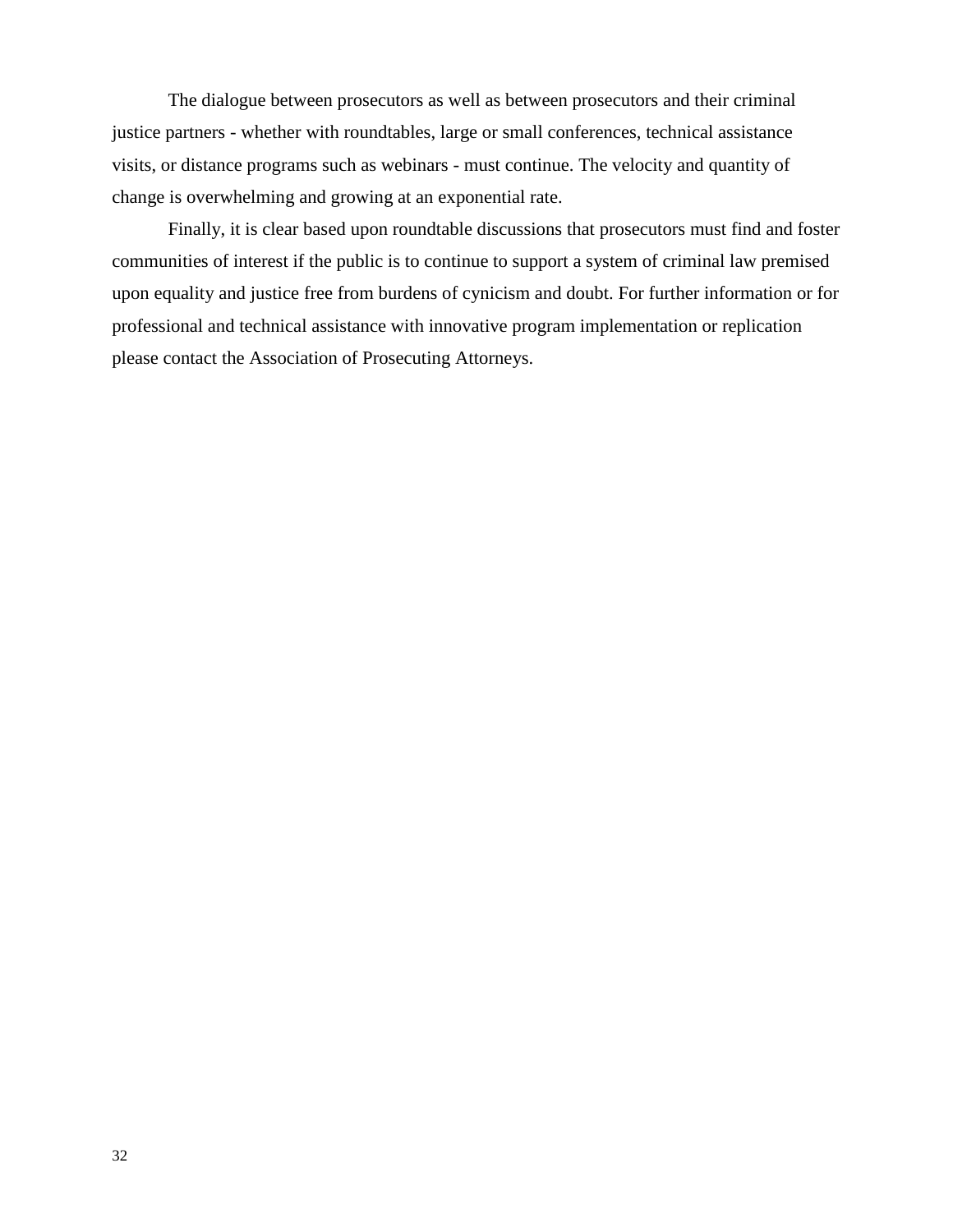The dialogue between prosecutors as well as between prosecutors and their criminal justice partners - whether with roundtables, large or small conferences, technical assistance visits, or distance programs such as webinars - must continue. The velocity and quantity of change is overwhelming and growing at an exponential rate.

Finally, it is clear based upon roundtable discussions that prosecutors must find and foster communities of interest if the public is to continue to support a system of criminal law premised upon equality and justice free from burdens of cynicism and doubt. For further information or for professional and technical assistance with innovative program implementation or replication please contact the Association of Prosecuting Attorneys.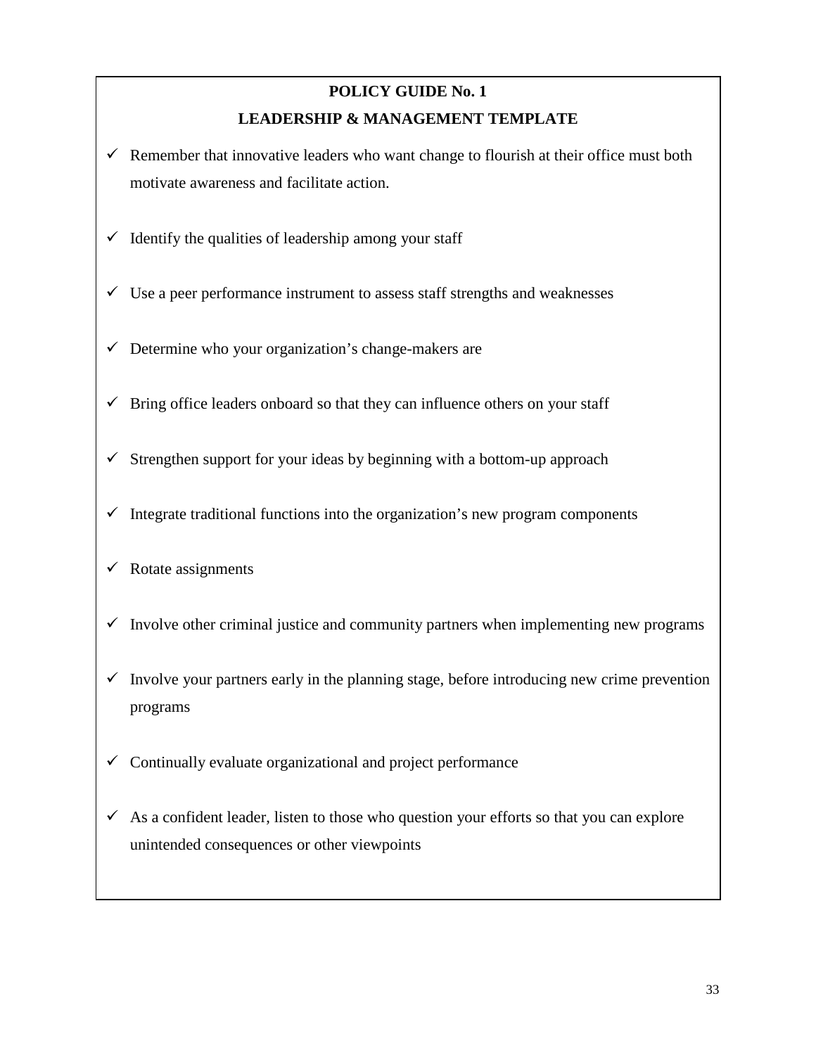**POLICY GUIDE No. 1**

**LEADERSHIP & MANAGEMENT TEMPLATE**

- ✓ Remember that innovative leaders who want change to flourish at their office must both motivate awareness and facilitate action.
- ✓ Identify the qualities of leadership among your staff
- ✓ Use a peer performance instrument to assess staff strengths and weaknesses
- ✓ Determine who your organization's change-makers are
- ✓ Bring office leaders onboard so that they can influence others on your staff
- ✓ Strengthen support for your ideas by beginning with a bottom-up approach
- ✓ Integrate traditional functions into the organization's new program components
- ✓ Rotate assignments
- ✓ Involve other criminal justice and community partners when implementing new programs
- ✓ Involve your partners early in the planning stage, before introducing new crime prevention programs
- ✓ Continually evaluate organizational and project performance
- ✓ As a confident leader, listen to those who question your efforts so that you can explore unintended consequences or other viewpoints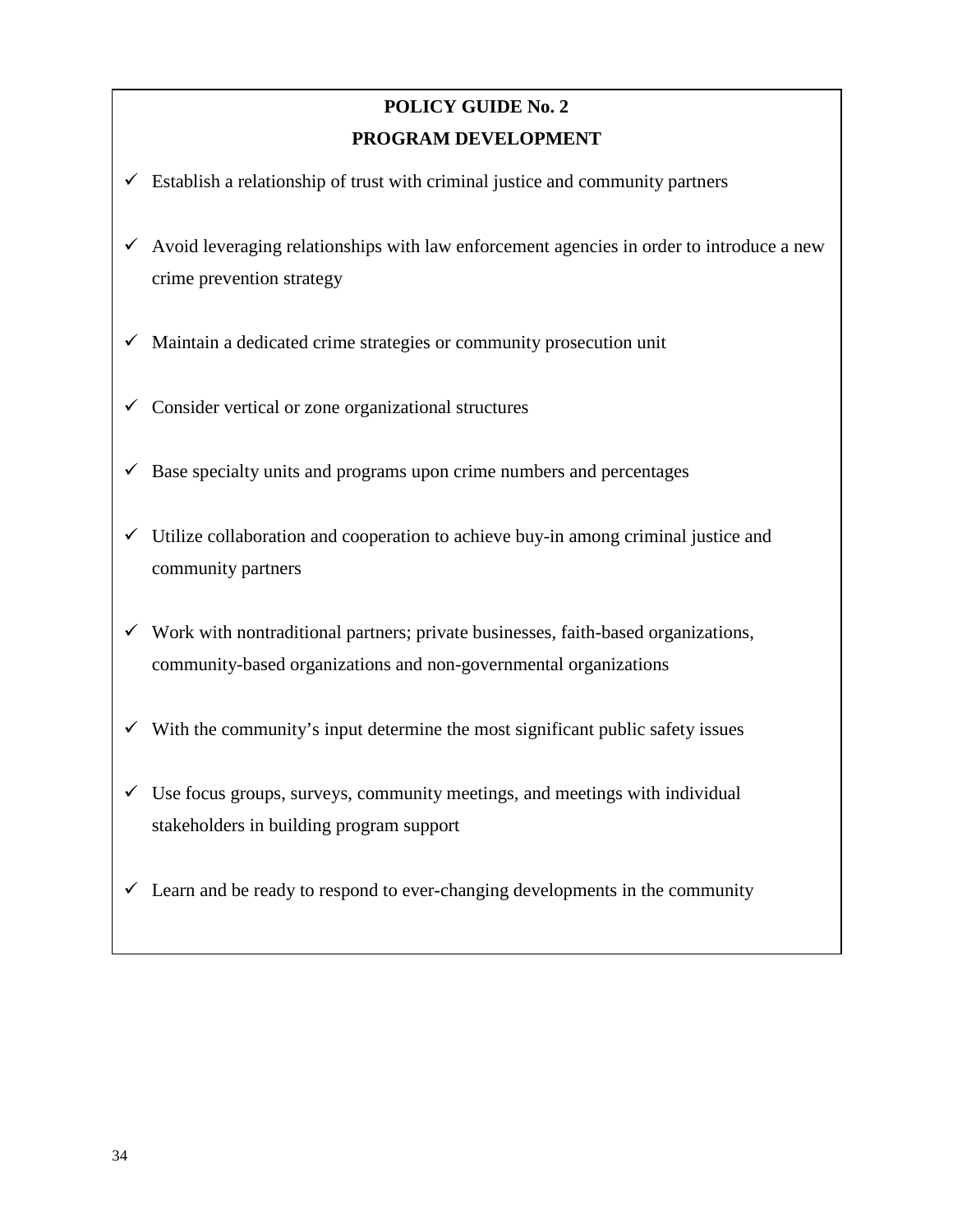## POLICY GUIDE No. 2

## PROGRAM DEVELOPMENT

- ✓ Establish a relationship of trust with criminal justice and community partners
- ✓ Avoid leveraging relationships with law enforcement agencies in order to introduce a new crime prevention strategy
- ✓ Maintain a dedicated crime strategies or community prosecution unit
- ✓ Consider vertical or zone organizational structures
- ✓ Base specialty units and programs upon crime numbers and percentages
- ✓ Utilize collaboration and cooperation to achieve buy-in among criminal justice and community partners
- ✓ Work with nontraditional partners; private businesses, faith-based organizations, community-based organizations and non-governmental organizations
- ✓ With the community's input determine the most significant public safety issues
- ✓ Use focus groups, surveys, community meetings, and meetings with individual stakeholders in building program support
- ✓ Learn and be ready to respond to ever-changing developments in the community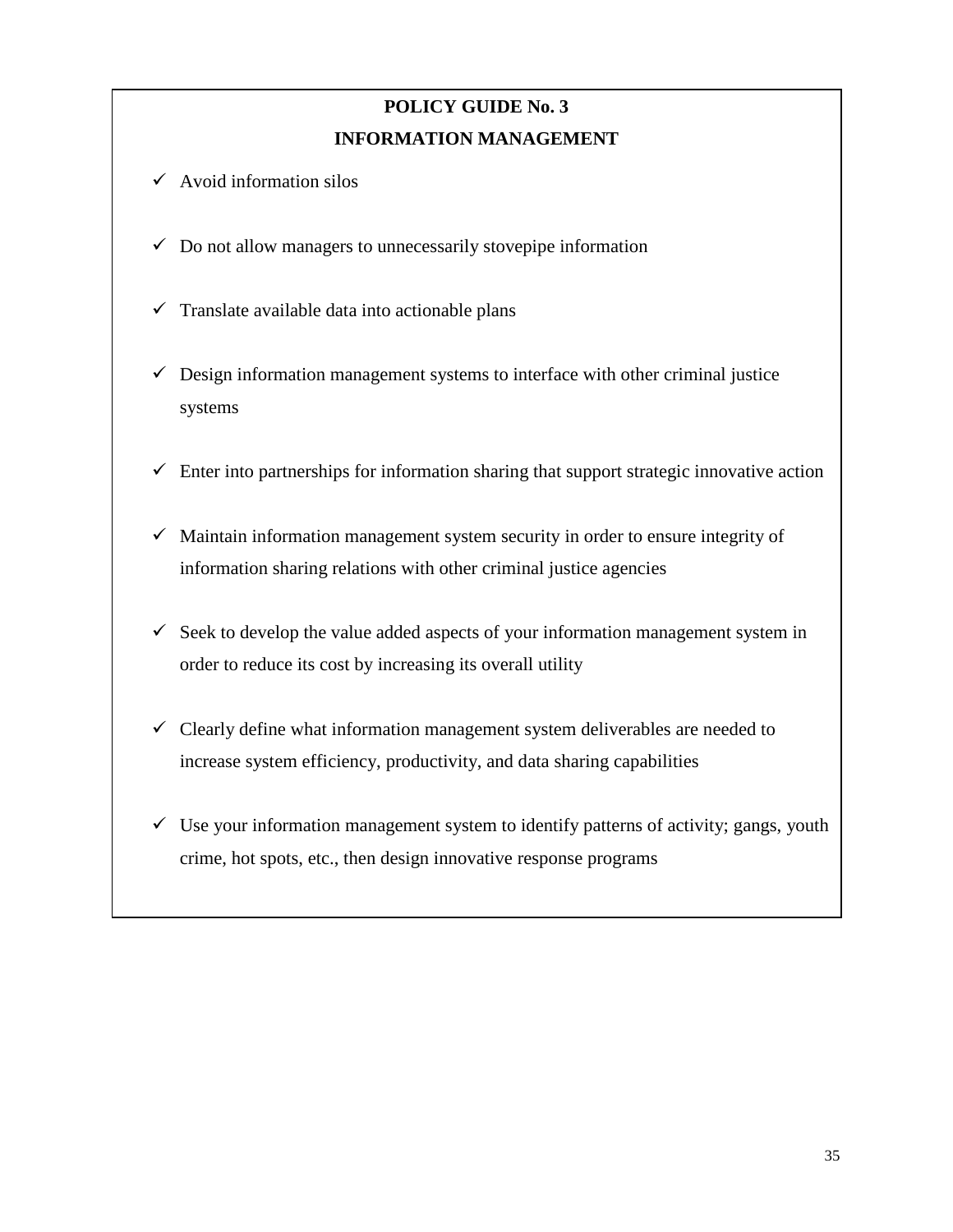## POLICY GUIDE No. 3

## INFORMATION MANAGEMENT

- ✓ Avoid information silos
- ✓ Do not allow managers to unnecessarily stovepipe information
- ✓ Translate available data into actionable plans
- ✓ Design information management systems to interface with other criminal justice systems
- ✓ Enter into partnerships for information sharing that support strategic innovative action
- ✓ Maintain information management system security in order to ensure integrity of information sharing relations with other criminal justice agencies
- ✓ Seek to develop the value added aspects of your information management system in order to reduce its cost by increasing its overall utility
- ✓ Clearly define what information management system deliverables are needed to increase system efficiency, productivity, and data sharing capabilities
- ✓ Use your information management system to identify patterns of activity; gangs, youth crime, hot spots, etc., then design innovative response programs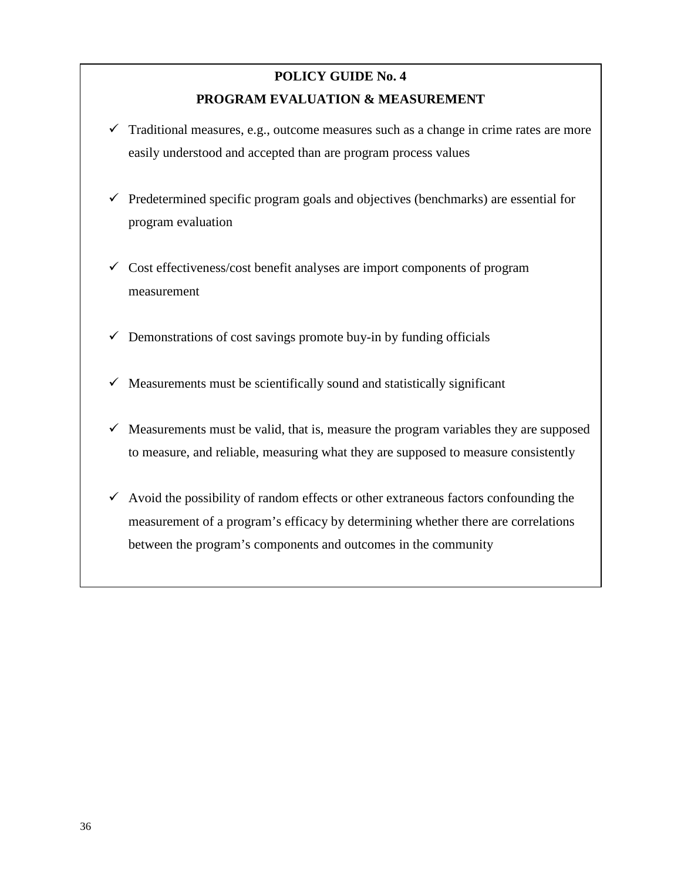**POLICY GUIDE No. 4**

**PROGRAM EVALUATION & MEASUREMENT**

- ✓ Traditional measures, e.g., outcome measures such as a change in crime rates are more easily understood and accepted than are program process values

- ✓ Predetermined specific program goals and objectives (benchmarks) are essential for program evaluation

- ✓ Cost effectiveness/cost benefit analyses are import components of program measurement

- ✓ Demonstrations of cost savings promote buy-in by funding officials

- ✓ Measurements must be scientifically sound and statistically significant

- ✓ Measurements must be valid, that is, measure the program variables they are supposed to measure, and reliable, measuring what they are supposed to measure consistently

- ✓ Avoid the possibility of random effects or other extraneous factors confounding the measurement of a program's efficacy by determining whether there are correlations between the program's components and outcomes in the community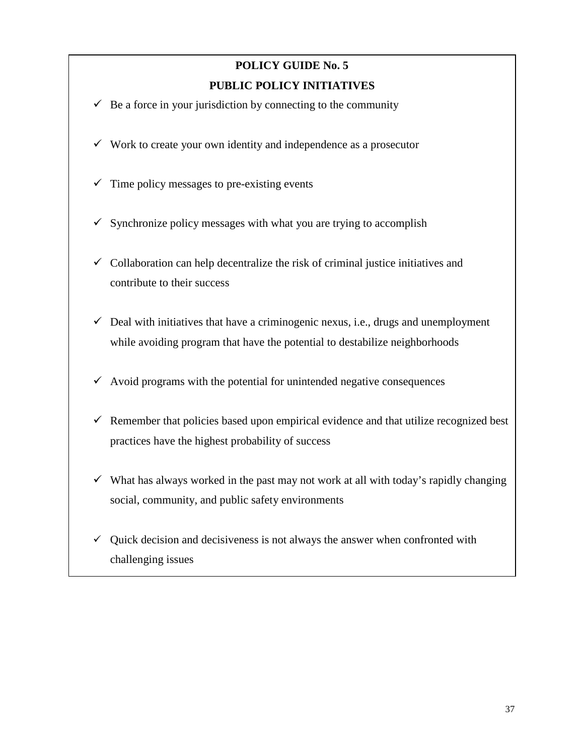## POLICY GUIDE No. 5

## PUBLIC POLICY INITIATIVES

- ✓ Be a force in your jurisdiction by connecting to the community
- ✓ Work to create your own identity and independence as a prosecutor
- ✓ Time policy messages to pre-existing events
- ✓ Synchronize policy messages with what you are trying to accomplish
- ✓ Collaboration can help decentralize the risk of criminal justice initiatives and contribute to their success
- ✓ Deal with initiatives that have a criminogenic nexus, i.e., drugs and unemployment while avoiding program that have the potential to destabilize neighborhoods
- ✓ Avoid programs with the potential for unintended negative consequences
- ✓ Remember that policies based upon empirical evidence and that utilize recognized best practices have the highest probability of success
- ✓ What has always worked in the past may not work at all with today's rapidly changing social, community, and public safety environments
- ✓ Quick decision and decisiveness is not always the answer when confronted with challenging issues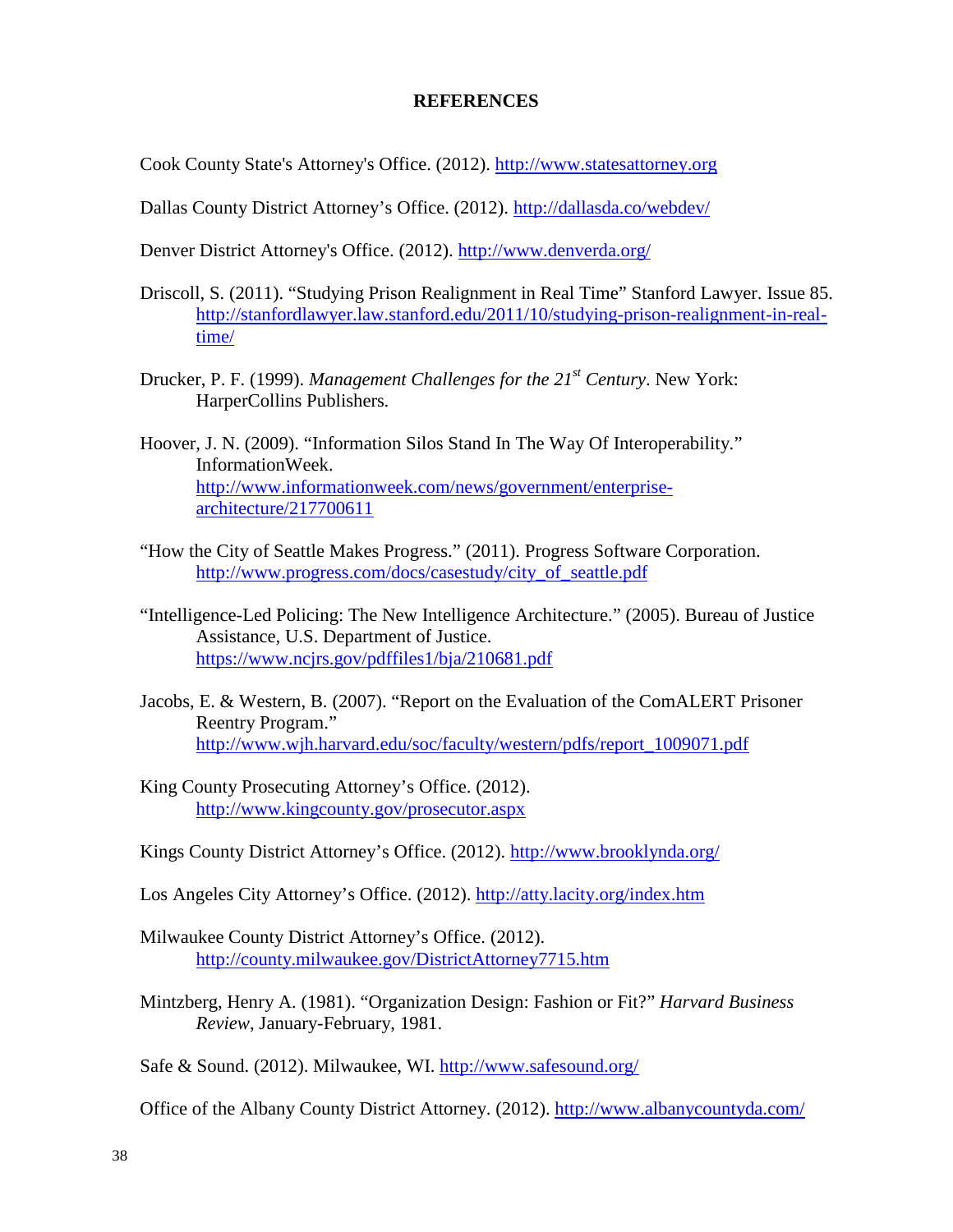# REFERENCES

Cook County State's Attorney's Office. (2012). http://www.statesattorney.org

Dallas County District Attorney's Office. (2012). http://dallasda.co/webdev/

Denver District Attorney's Office. (2012). http://www.denverda.org/

Driscoll, S. (2011). "Studying Prison Realignment in Real Time" Stanford Lawyer. Issue 85. http://stanfordlawyer.law.stanford.edu/2011/10/studying-prison-realignment-in-real-time/

Drucker, P. F. (1999). *Management Challenges for the 21st Century*. New York: HarperCollins Publishers.

Hoover, J. N. (2009). "Information Silos Stand In The Way Of Interoperability." InformationWeek. http://www.informationweek.com/news/government/enterprise-architecture/217700611

"How the City of Seattle Makes Progress." (2011). Progress Software Corporation. http://www.progress.com/docs/casestudy/city_of_seattle.pdf

"Intelligence-Led Policing: The New Intelligence Architecture." (2005). Bureau of Justice Assistance, U.S. Department of Justice. https://www.ncjrs.gov/pdffiles1/bja/210681.pdf

Jacobs, E. & Western, B. (2007). "Report on the Evaluation of the ComALERT Prisoner Reentry Program." http://www.wjh.harvard.edu/soc/faculty/western/pdfs/report_1009071.pdf

King County Prosecuting Attorney's Office. (2012). http://www.kingcounty.gov/prosecutor.aspx

Kings County District Attorney's Office. (2012). http://www.brooklynda.org/

Los Angeles City Attorney's Office. (2012). http://atty.lacity.org/index.htm

Milwaukee County District Attorney's Office. (2012). http://county.milwaukee.gov/DistrictAttorney7715.htm

Mintzberg, Henry A. (1981). "Organization Design: Fashion or Fit?" *Harvard Business Review*, January-February, 1981.

Safe & Sound. (2012). Milwaukee, WI. http://www.safesound.org/

Office of the Albany County District Attorney. (2012). http://www.albanycountyda.com/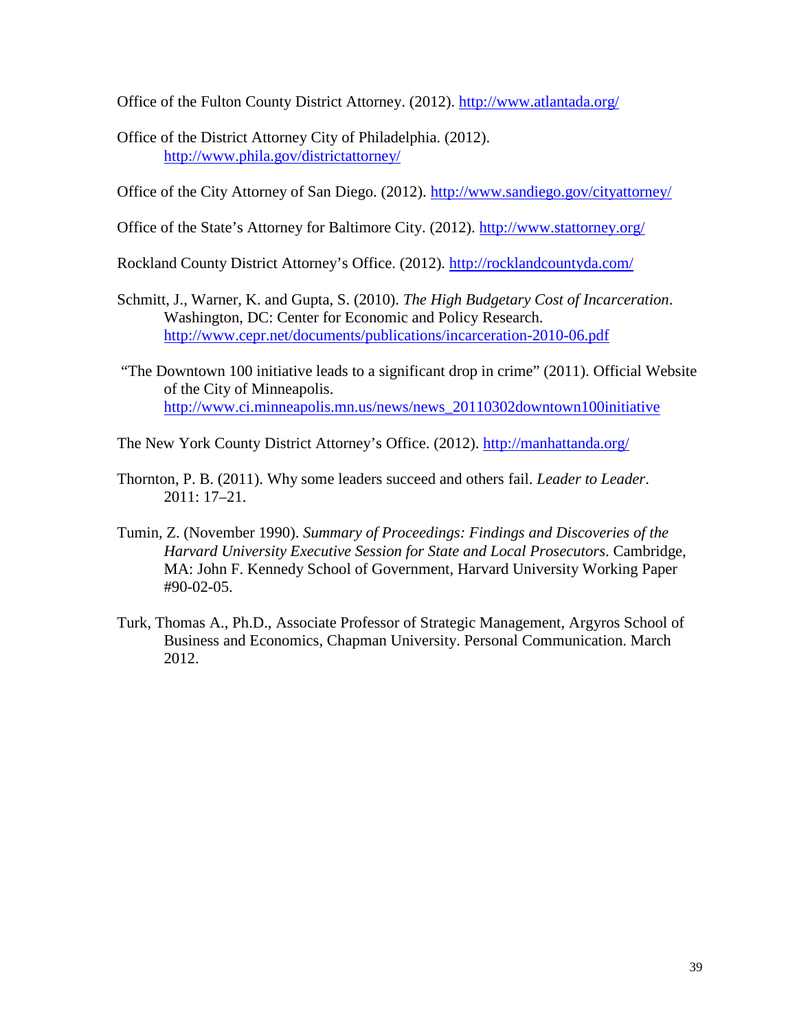Office of the Fulton County District Attorney. (2012). http://www.atlantada.org/

Office of the District Attorney City of Philadelphia. (2012). http://www.phila.gov/districtattorney/

Office of the City Attorney of San Diego. (2012). http://www.sandiego.gov/cityattorney/

Office of the State's Attorney for Baltimore City. (2012). http://www.stattorney.org/

Rockland County District Attorney's Office. (2012). http://rocklandcountyda.com/

Schmitt, J., Warner, K. and Gupta, S. (2010). *The High Budgetary Cost of Incarceration*. Washington, DC: Center for Economic and Policy Research. http://www.cepr.net/documents/publications/incarceration-2010-06.pdf

"The Downtown 100 initiative leads to a significant drop in crime" (2011). Official Website of the City of Minneapolis. http://www.ci.minneapolis.mn.us/news/news_20110302downtown100initiative

The New York County District Attorney's Office. (2012). http://manhattanda.org/

Thornton, P. B. (2011). Why some leaders succeed and others fail. *Leader to Leader*. 2011: 17–21.

Tumin, Z. (November 1990). *Summary of Proceedings: Findings and Discoveries of the Harvard University Executive Session for State and Local Prosecutors*. Cambridge, MA: John F. Kennedy School of Government, Harvard University Working Paper #90-02-05.

Turk, Thomas A., Ph.D., Associate Professor of Strategic Management, Argyros School of Business and Economics, Chapman University. Personal Communication. March 2012.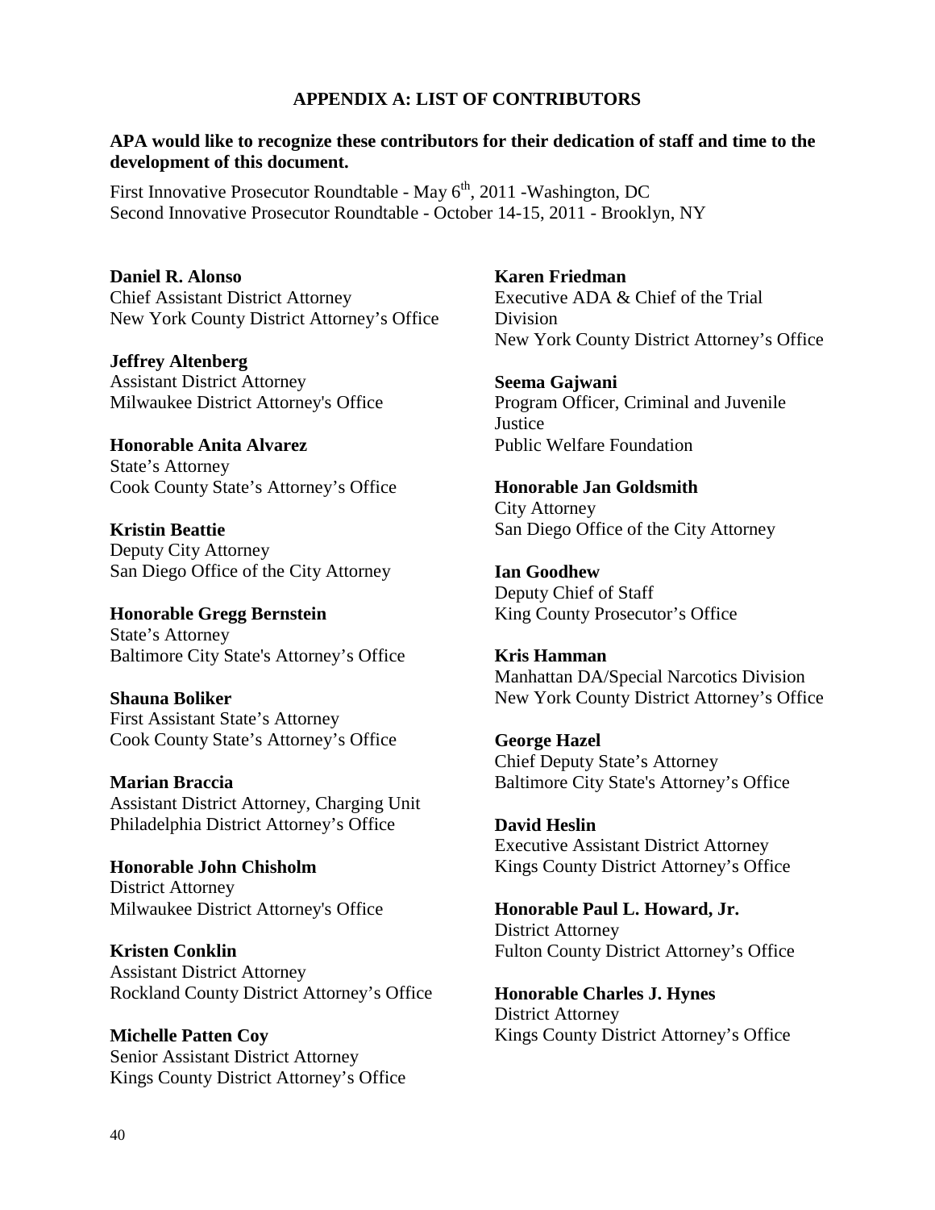# APPENDIX A: LIST OF CONTRIBUTORS

**APA would like to recognize these contributors for their dedication of staff and time to the development of this document.**

First Innovative Prosecutor Roundtable - May 6th, 2011 -Washington, DC
Second Innovative Prosecutor Roundtable - October 14-15, 2011 - Brooklyn, NY

**Daniel R. Alonso**
Chief Assistant District Attorney
New York County District Attorney's Office

**Jeffrey Altenberg**
Assistant District Attorney
Milwaukee District Attorney's Office

**Honorable Anita Alvarez**
State's Attorney
Cook County State's Attorney's Office

**Kristin Beattie**
Deputy City Attorney
San Diego Office of the City Attorney

**Honorable Gregg Bernstein**
State's Attorney
Baltimore City State's Attorney's Office

**Shauna Boliker**
First Assistant State's Attorney
Cook County State's Attorney's Office

**Marian Braccia**
Assistant District Attorney, Charging Unit
Philadelphia District Attorney's Office

**Honorable John Chisholm**
District Attorney
Milwaukee District Attorney's Office

**Kristen Conklin**
Assistant District Attorney
Rockland County District Attorney's Office

**Michelle Patten Coy**
Senior Assistant District Attorney
Kings County District Attorney's Office

**Karen Friedman**
Executive ADA & Chief of the Trial Division
New York County District Attorney's Office

**Seema Gajwani**
Program Officer, Criminal and Juvenile Justice
Public Welfare Foundation

**Honorable Jan Goldsmith**
City Attorney
San Diego Office of the City Attorney

**Ian Goodhew**
Deputy Chief of Staff
King County Prosecutor's Office

**Kris Hamman**
Manhattan DA/Special Narcotics Division
New York County District Attorney's Office

**George Hazel**
Chief Deputy State's Attorney
Baltimore City State's Attorney's Office

**David Heslin**
Executive Assistant District Attorney
Kings County District Attorney's Office

**Honorable Paul L. Howard, Jr.**
District Attorney
Fulton County District Attorney's Office

**Honorable Charles J. Hynes**
District Attorney
Kings County District Attorney's Office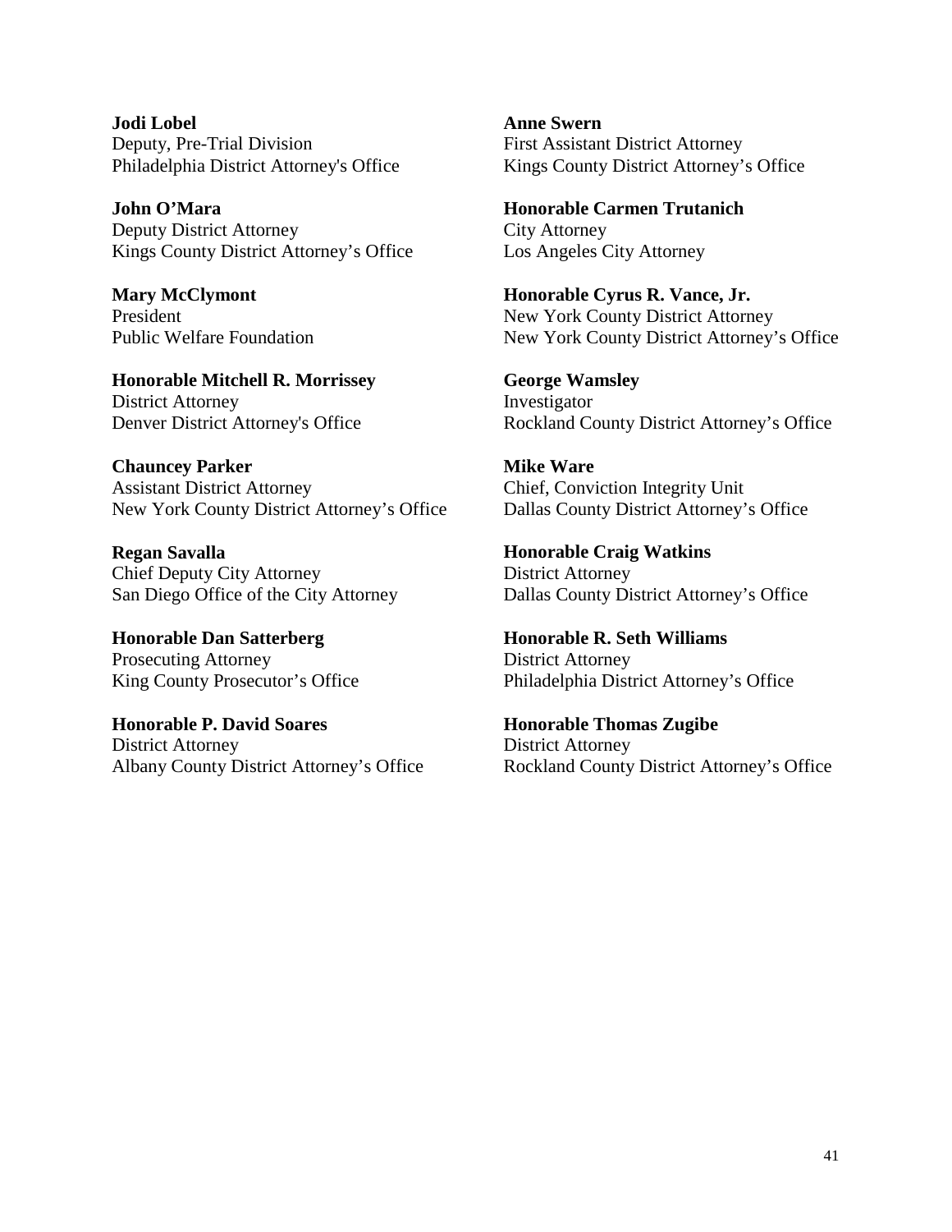**Jodi Lobel**
Deputy, Pre-Trial Division
Philadelphia District Attorney's Office

**John O'Mara**
Deputy District Attorney
Kings County District Attorney's Office

**Mary McClymont**
President
Public Welfare Foundation

**Honorable Mitchell R. Morrissey**
District Attorney
Denver District Attorney's Office

**Chauncey Parker**
Assistant District Attorney
New York County District Attorney's Office

**Regan Savalla**
Chief Deputy City Attorney
San Diego Office of the City Attorney

**Honorable Dan Satterberg**
Prosecuting Attorney
King County Prosecutor's Office

**Honorable P. David Soares**
District Attorney
Albany County District Attorney's Office

**Anne Swern**
First Assistant District Attorney
Kings County District Attorney's Office

**Honorable Carmen Trutanich**
City Attorney
Los Angeles City Attorney

**Honorable Cyrus R. Vance, Jr.**
New York County District Attorney
New York County District Attorney's Office

**George Wamsley**
Investigator
Rockland County District Attorney's Office

**Mike Ware**
Chief, Conviction Integrity Unit
Dallas County District Attorney's Office

**Honorable Craig Watkins**
District Attorney
Dallas County District Attorney's Office

**Honorable R. Seth Williams**
District Attorney
Philadelphia District Attorney's Office

**Honorable Thomas Zugibe**
District Attorney
Rockland County District Attorney's Office